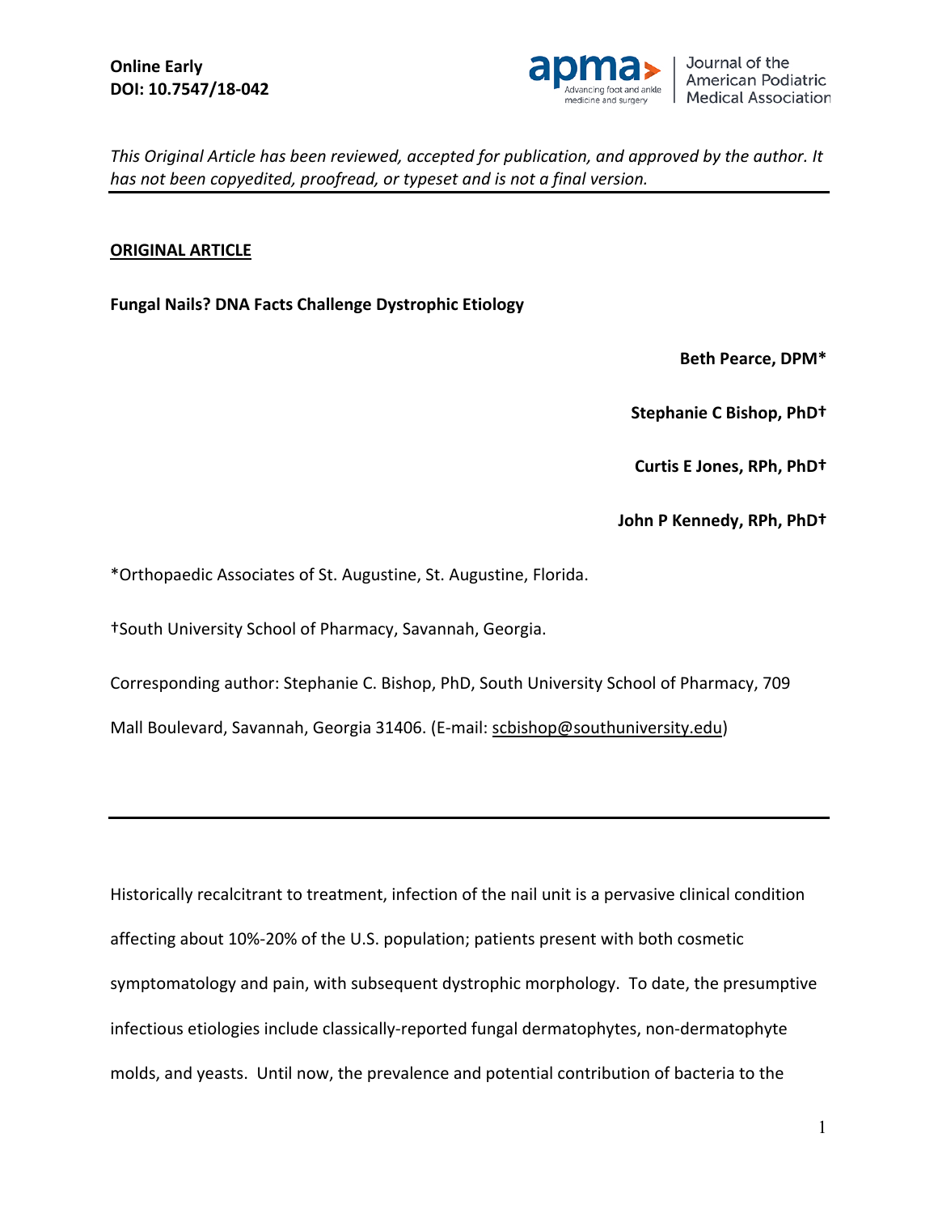**Online Early**
**DOI: 10.7547/18-042**

Journal of the American Podiatric Medical Association

*This Original Article has been reviewed, accepted for publication, and approved by the author. It has not been copyedited, proofread, or typeset and is not a final version.*

**ORIGINAL ARTICLE**

# Fungal Nails? DNA Facts Challenge Dystrophic Etiology

**Beth Pearce, DPM***

**Stephanie C Bishop, PhD†**

**Curtis E Jones, RPh, PhD†**

**John P Kennedy, RPh, PhD†**

*Orthopaedic Associates of St. Augustine, St. Augustine, Florida.

†South University School of Pharmacy, Savannah, Georgia.

Corresponding author: Stephanie C. Bishop, PhD, South University School of Pharmacy, 709 Mall Boulevard, Savannah, Georgia 31406. (E-mail: scbishop@southuniversity.edu)

---

Historically recalcitrant to treatment, infection of the nail unit is a pervasive clinical condition affecting about 10%-20% of the U.S. population; patients present with both cosmetic symptomatology and pain, with subsequent dystrophic morphology. To date, the presumptive infectious etiologies include classically-reported fungal dermatophytes, non-dermatophyte molds, and yeasts. Until now, the prevalence and potential contribution of bacteria to the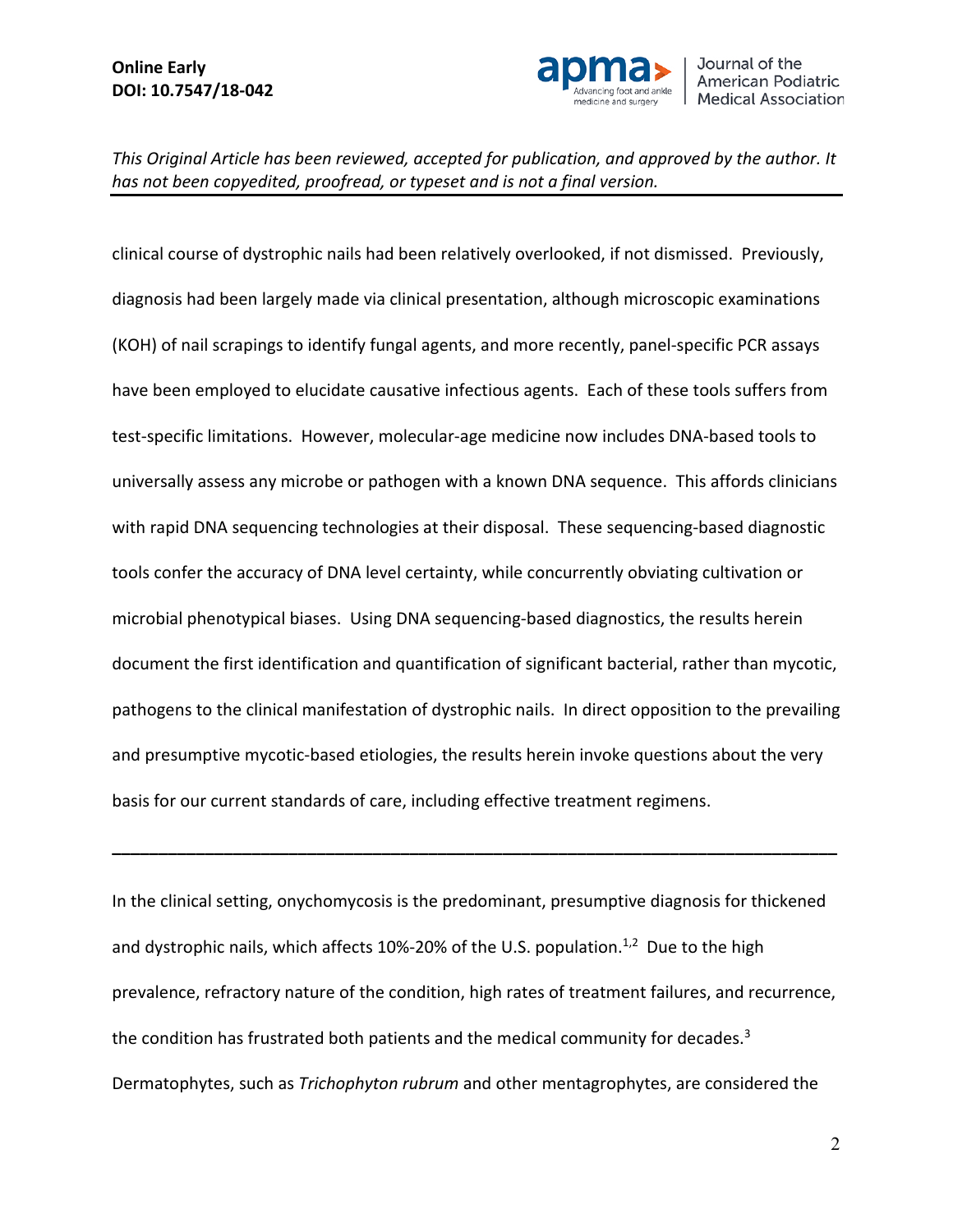clinical course of dystrophic nails had been relatively overlooked, if not dismissed. Previously, diagnosis had been largely made via clinical presentation, although microscopic examinations (KOH) of nail scrapings to identify fungal agents, and more recently, panel-specific PCR assays have been employed to elucidate causative infectious agents. Each of these tools suffers from test-specific limitations. However, molecular-age medicine now includes DNA-based tools to universally assess any microbe or pathogen with a known DNA sequence. This affords clinicians with rapid DNA sequencing technologies at their disposal. These sequencing-based diagnostic tools confer the accuracy of DNA level certainty, while concurrently obviating cultivation or microbial phenotypical biases. Using DNA sequencing-based diagnostics, the results herein document the first identification and quantification of significant bacterial, rather than mycotic, pathogens to the clinical manifestation of dystrophic nails. In direct opposition to the prevailing and presumptive mycotic-based etiologies, the results herein invoke questions about the very basis for our current standards of care, including effective treatment regimens.

---

In the clinical setting, onychomycosis is the predominant, presumptive diagnosis for thickened and dystrophic nails, which affects 10%-20% of the U.S. population.[1,2] Due to the high prevalence, refractory nature of the condition, high rates of treatment failures, and recurrence, the condition has frustrated both patients and the medical community for decades.[3] Dermatophytes, such as *Trichophyton rubrum* and other mentagrophytes, are considered the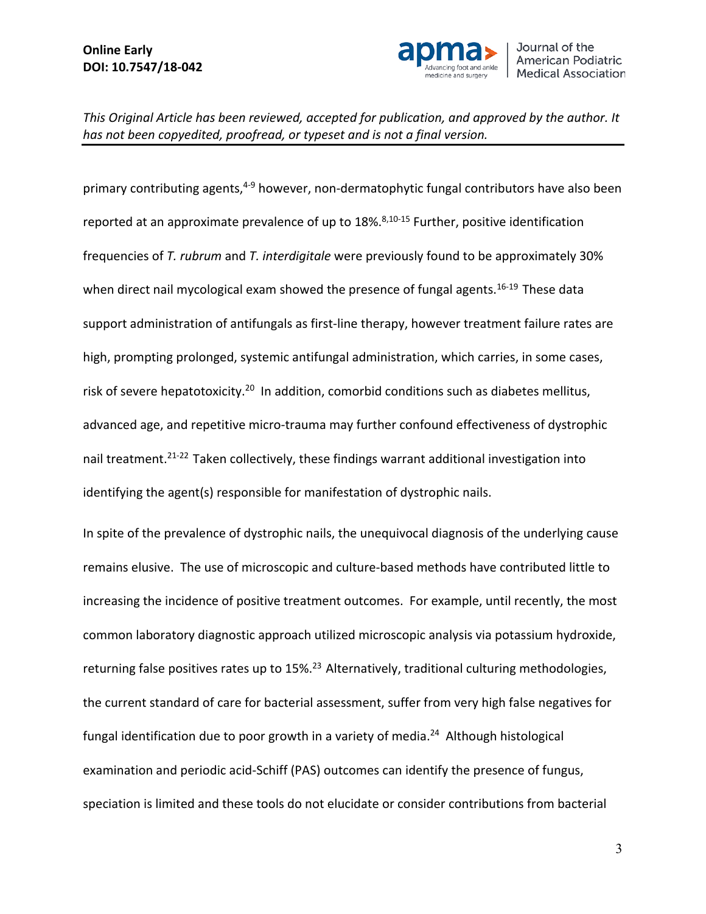primary contributing agents,[4-9] however, non-dermatophytic fungal contributors have also been reported at an approximate prevalence of up to 18%.[8,10-15] Further, positive identification frequencies of *T. rubrum* and *T. interdigitale* were previously found to be approximately 30% when direct nail mycological exam showed the presence of fungal agents.[16-19] These data support administration of antifungals as first-line therapy, however treatment failure rates are high, prompting prolonged, systemic antifungal administration, which carries, in some cases, risk of severe hepatotoxicity.[20] In addition, comorbid conditions such as diabetes mellitus, advanced age, and repetitive micro-trauma may further confound effectiveness of dystrophic nail treatment.[21-22] Taken collectively, these findings warrant additional investigation into identifying the agent(s) responsible for manifestation of dystrophic nails.

In spite of the prevalence of dystrophic nails, the unequivocal diagnosis of the underlying cause remains elusive. The use of microscopic and culture-based methods have contributed little to increasing the incidence of positive treatment outcomes. For example, until recently, the most common laboratory diagnostic approach utilized microscopic analysis via potassium hydroxide, returning false positives rates up to 15%.[23] Alternatively, traditional culturing methodologies, the current standard of care for bacterial assessment, suffer from very high false negatives for fungal identification due to poor growth in a variety of media.[24] Although histological examination and periodic acid-Schiff (PAS) outcomes can identify the presence of fungus, speciation is limited and these tools do not elucidate or consider contributions from bacterial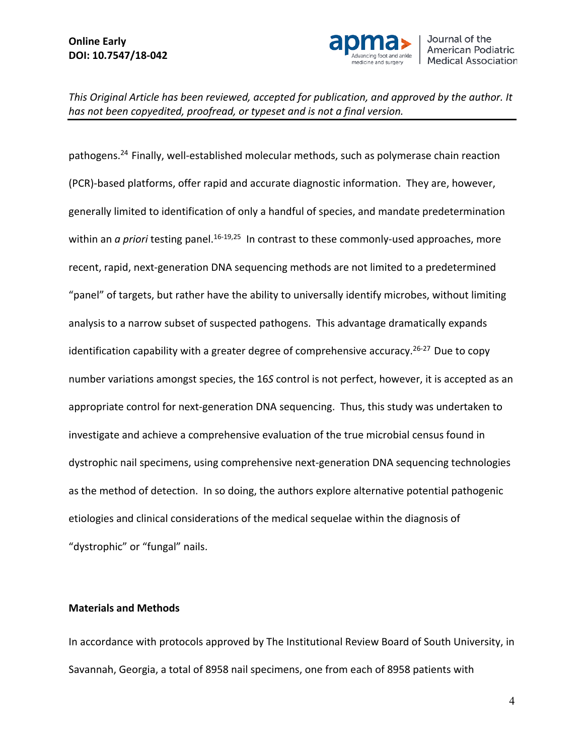pathogens.[24] Finally, well-established molecular methods, such as polymerase chain reaction (PCR)-based platforms, offer rapid and accurate diagnostic information. They are, however, generally limited to identification of only a handful of species, and mandate predetermination within an *a priori* testing panel.[16-19,25] In contrast to these commonly-used approaches, more recent, rapid, next-generation DNA sequencing methods are not limited to a predetermined "panel" of targets, but rather have the ability to universally identify microbes, without limiting analysis to a narrow subset of suspected pathogens. This advantage dramatically expands identification capability with a greater degree of comprehensive accuracy.[26-27] Due to copy number variations amongst species, the 16*S* control is not perfect, however, it is accepted as an appropriate control for next-generation DNA sequencing. Thus, this study was undertaken to investigate and achieve a comprehensive evaluation of the true microbial census found in dystrophic nail specimens, using comprehensive next-generation DNA sequencing technologies as the method of detection. In so doing, the authors explore alternative potential pathogenic etiologies and clinical considerations of the medical sequelae within the diagnosis of "dystrophic" or "fungal" nails.

## Materials and Methods

In accordance with protocols approved by The Institutional Review Board of South University, in Savannah, Georgia, a total of 8958 nail specimens, one from each of 8958 patients with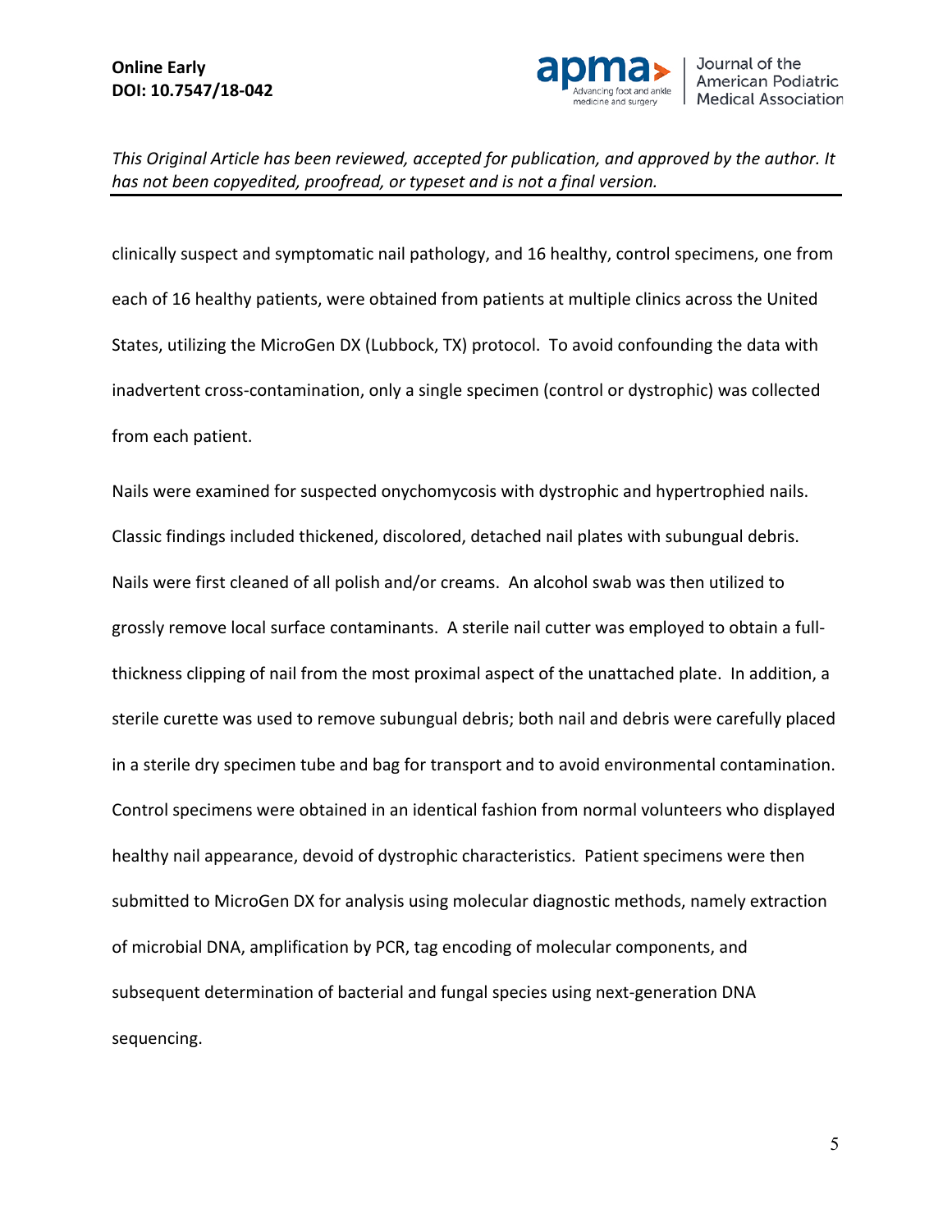clinically suspect and symptomatic nail pathology, and 16 healthy, control specimens, one from each of 16 healthy patients, were obtained from patients at multiple clinics across the United States, utilizing the MicroGen DX (Lubbock, TX) protocol. To avoid confounding the data with inadvertent cross-contamination, only a single specimen (control or dystrophic) was collected from each patient.

Nails were examined for suspected onychomycosis with dystrophic and hypertrophied nails. Classic findings included thickened, discolored, detached nail plates with subungual debris. Nails were first cleaned of all polish and/or creams. An alcohol swab was then utilized to grossly remove local surface contaminants. A sterile nail cutter was employed to obtain a full-thickness clipping of nail from the most proximal aspect of the unattached plate. In addition, a sterile curette was used to remove subungual debris; both nail and debris were carefully placed in a sterile dry specimen tube and bag for transport and to avoid environmental contamination. Control specimens were obtained in an identical fashion from normal volunteers who displayed healthy nail appearance, devoid of dystrophic characteristics. Patient specimens were then submitted to MicroGen DX for analysis using molecular diagnostic methods, namely extraction of microbial DNA, amplification by PCR, tag encoding of molecular components, and subsequent determination of bacterial and fungal species using next-generation DNA sequencing.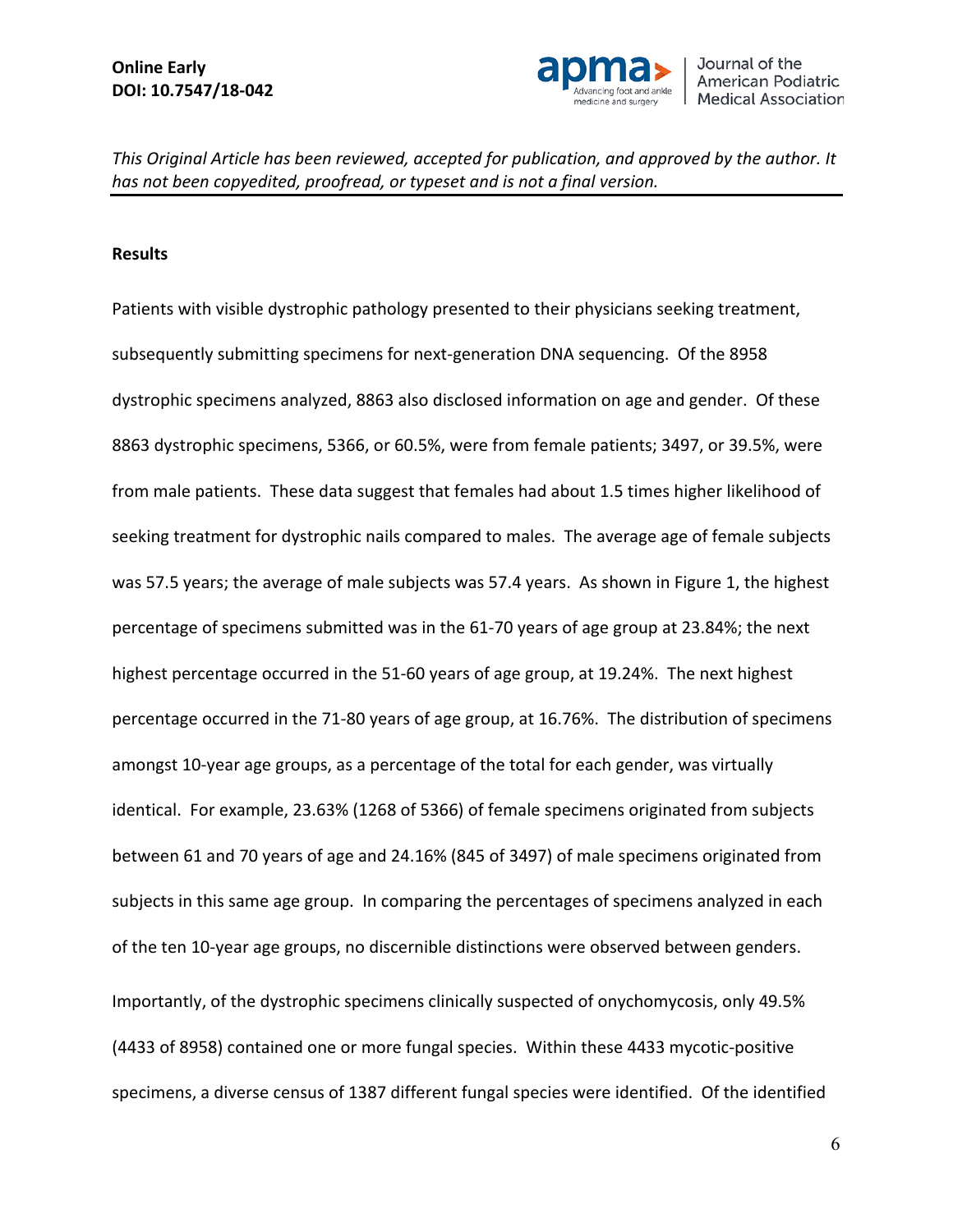## Results

Patients with visible dystrophic pathology presented to their physicians seeking treatment, subsequently submitting specimens for next-generation DNA sequencing. Of the 8958 dystrophic specimens analyzed, 8863 also disclosed information on age and gender. Of these 8863 dystrophic specimens, 5366, or 60.5%, were from female patients; 3497, or 39.5%, were from male patients. These data suggest that females had about 1.5 times higher likelihood of seeking treatment for dystrophic nails compared to males. The average age of female subjects was 57.5 years; the average of male subjects was 57.4 years. As shown in Figure 1, the highest percentage of specimens submitted was in the 61-70 years of age group at 23.84%; the next highest percentage occurred in the 51-60 years of age group, at 19.24%. The next highest percentage occurred in the 71-80 years of age group, at 16.76%. The distribution of specimens amongst 10-year age groups, as a percentage of the total for each gender, was virtually identical. For example, 23.63% (1268 of 5366) of female specimens originated from subjects between 61 and 70 years of age and 24.16% (845 of 3497) of male specimens originated from subjects in this same age group. In comparing the percentages of specimens analyzed in each of the ten 10-year age groups, no discernible distinctions were observed between genders.

Importantly, of the dystrophic specimens clinically suspected of onychomycosis, only 49.5% (4433 of 8958) contained one or more fungal species. Within these 4433 mycotic-positive specimens, a diverse census of 1387 different fungal species were identified. Of the identified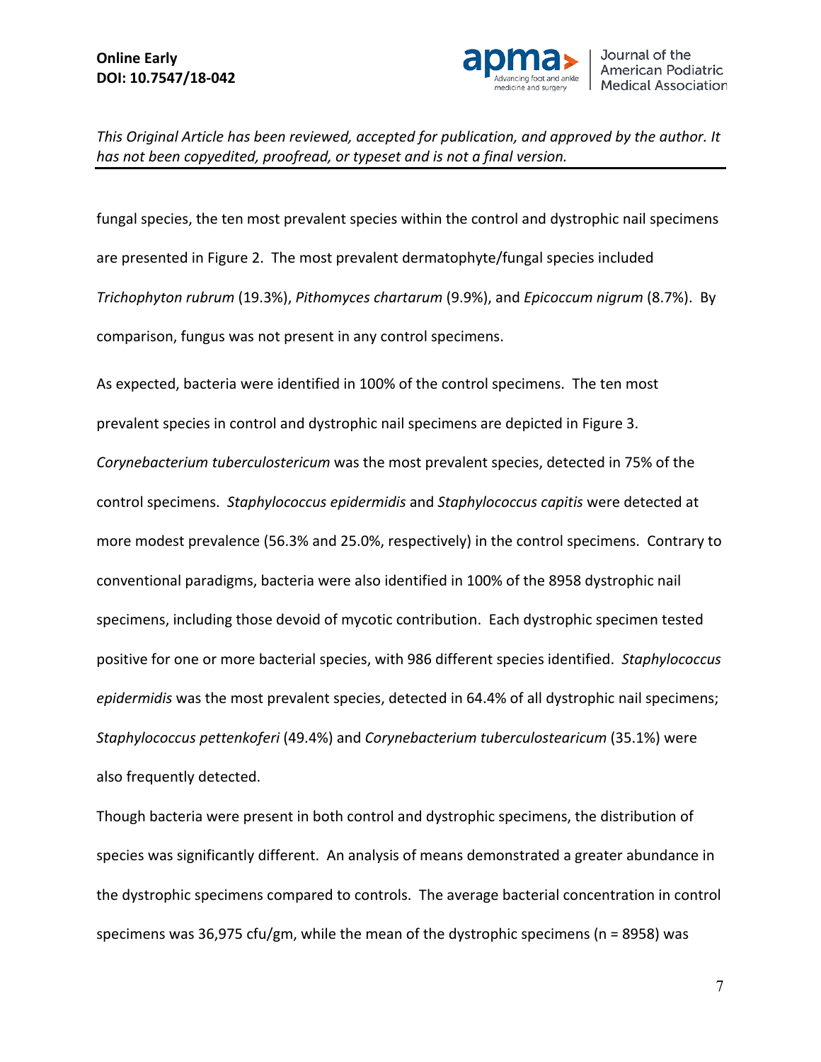fungal species, the ten most prevalent species within the control and dystrophic nail specimens are presented in Figure 2. The most prevalent dermatophyte/fungal species included *Trichophyton rubrum* (19.3%), *Pithomyces chartarum* (9.9%), and *Epicoccum nigrum* (8.7%). By comparison, fungus was not present in any control specimens.

As expected, bacteria were identified in 100% of the control specimens. The ten most prevalent species in control and dystrophic nail specimens are depicted in Figure 3. *Corynebacterium tuberculostericum* was the most prevalent species, detected in 75% of the control specimens. *Staphylococcus epidermidis* and *Staphylococcus capitis* were detected at more modest prevalence (56.3% and 25.0%, respectively) in the control specimens. Contrary to conventional paradigms, bacteria were also identified in 100% of the 8958 dystrophic nail specimens, including those devoid of mycotic contribution. Each dystrophic specimen tested positive for one or more bacterial species, with 986 different species identified. *Staphylococcus epidermidis* was the most prevalent species, detected in 64.4% of all dystrophic nail specimens; *Staphylococcus pettenkoferi* (49.4%) and *Corynebacterium tuberculostearicum* (35.1%) were also frequently detected.

Though bacteria were present in both control and dystrophic specimens, the distribution of species was significantly different. An analysis of means demonstrated a greater abundance in the dystrophic specimens compared to controls. The average bacterial concentration in control specimens was 36,975 cfu/gm, while the mean of the dystrophic specimens (n = 8958) was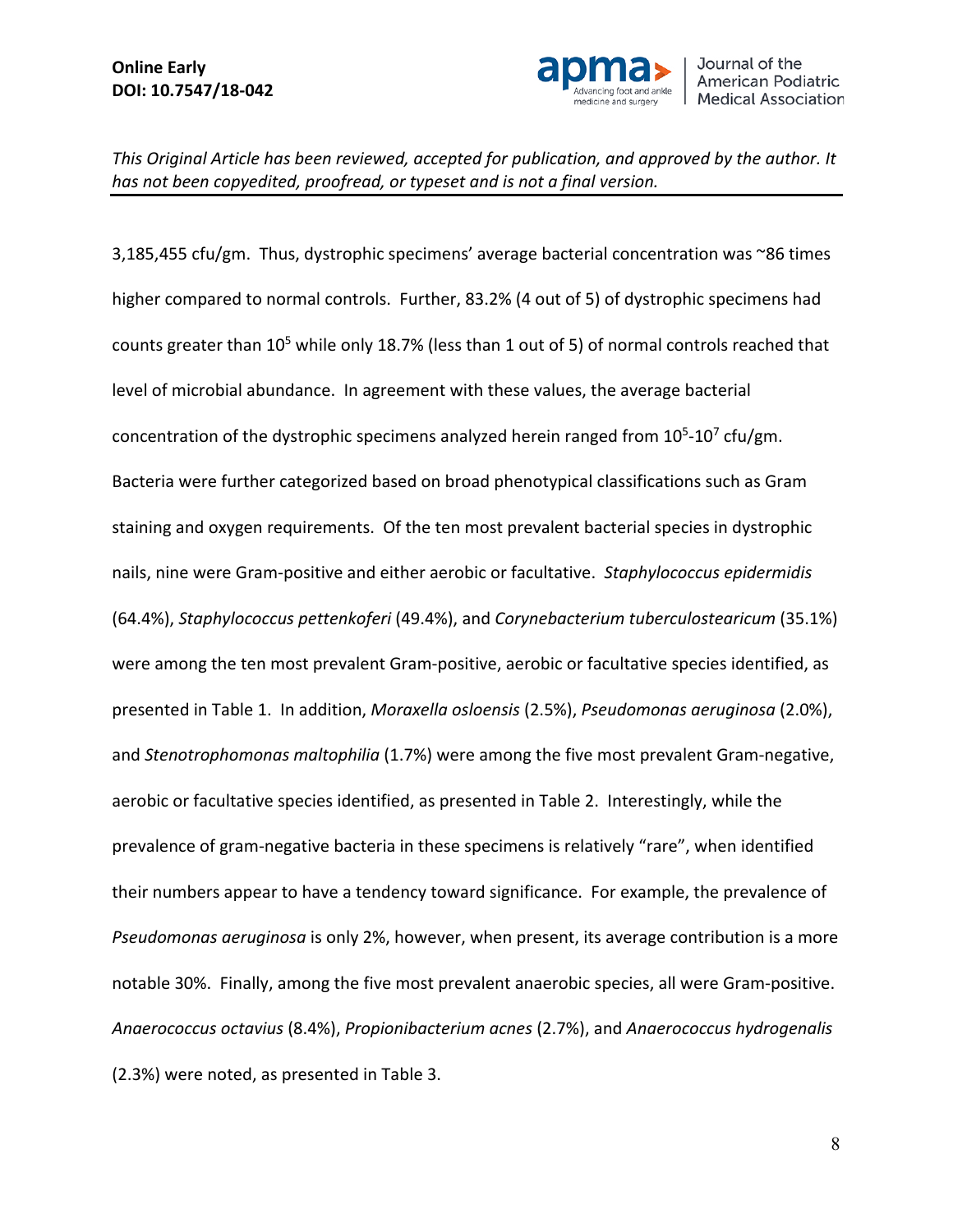3,185,455 cfu/gm. Thus, dystrophic specimens' average bacterial concentration was ~86 times higher compared to normal controls. Further, 83.2% (4 out of 5) of dystrophic specimens had counts greater than $10^5$ while only 18.7% (less than 1 out of 5) of normal controls reached that level of microbial abundance. In agreement with these values, the average bacterial concentration of the dystrophic specimens analyzed herein ranged from $10^5$-$10^7$ cfu/gm. Bacteria were further categorized based on broad phenotypical classifications such as Gram staining and oxygen requirements. Of the ten most prevalent bacterial species in dystrophic nails, nine were Gram-positive and either aerobic or facultative. *Staphylococcus epidermidis* (64.4%), *Staphylococcus pettenkoferi* (49.4%), and *Corynebacterium tuberculostearicum* (35.1%) were among the ten most prevalent Gram-positive, aerobic or facultative species identified, as presented in Table 1. In addition, *Moraxella osloensis* (2.5%), *Pseudomonas aeruginosa* (2.0%), and *Stenotrophomonas maltophilia* (1.7%) were among the five most prevalent Gram-negative, aerobic or facultative species identified, as presented in Table 2. Interestingly, while the prevalence of gram-negative bacteria in these specimens is relatively "rare", when identified their numbers appear to have a tendency toward significance. For example, the prevalence of *Pseudomonas aeruginosa* is only 2%, however, when present, its average contribution is a more notable 30%. Finally, among the five most prevalent anaerobic species, all were Gram-positive. *Anaerococcus octavius* (8.4%), *Propionibacterium acnes* (2.7%), and *Anaerococcus hydrogenalis* (2.3%) were noted, as presented in Table 3.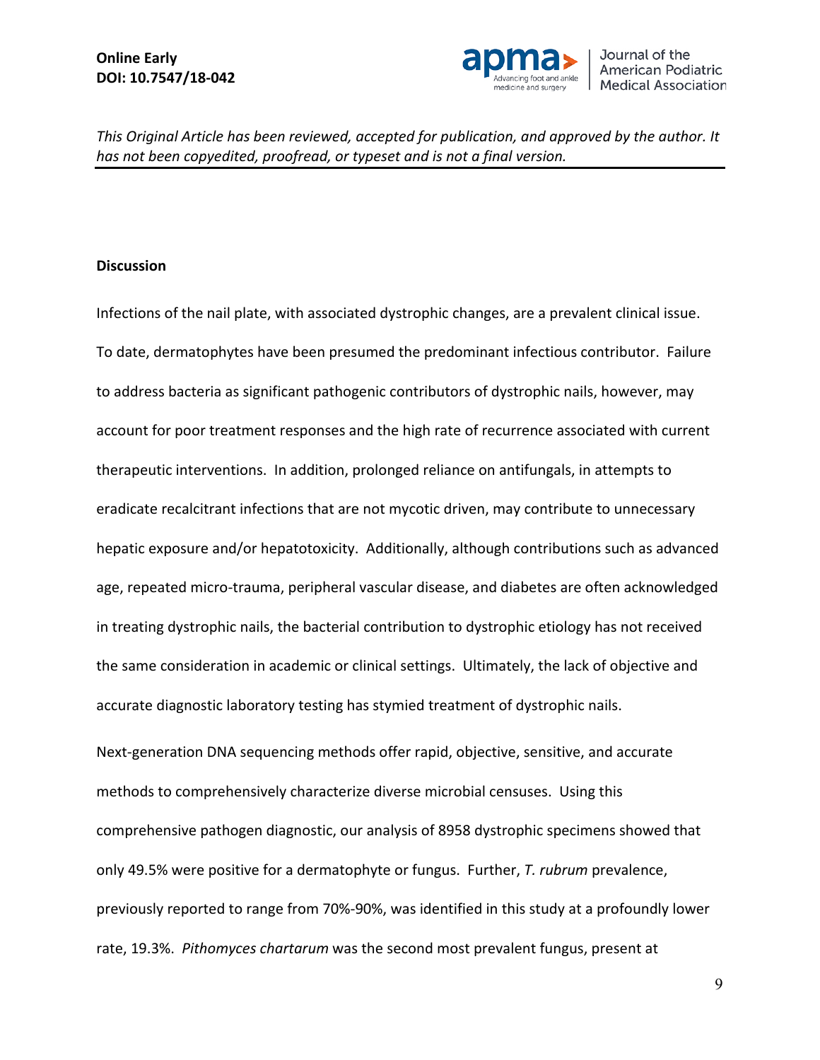## Discussion

Infections of the nail plate, with associated dystrophic changes, are a prevalent clinical issue. To date, dermatophytes have been presumed the predominant infectious contributor. Failure to address bacteria as significant pathogenic contributors of dystrophic nails, however, may account for poor treatment responses and the high rate of recurrence associated with current therapeutic interventions. In addition, prolonged reliance on antifungals, in attempts to eradicate recalcitrant infections that are not mycotic driven, may contribute to unnecessary hepatic exposure and/or hepatotoxicity. Additionally, although contributions such as advanced age, repeated micro-trauma, peripheral vascular disease, and diabetes are often acknowledged in treating dystrophic nails, the bacterial contribution to dystrophic etiology has not received the same consideration in academic or clinical settings. Ultimately, the lack of objective and accurate diagnostic laboratory testing has stymied treatment of dystrophic nails.

Next-generation DNA sequencing methods offer rapid, objective, sensitive, and accurate methods to comprehensively characterize diverse microbial censuses. Using this comprehensive pathogen diagnostic, our analysis of 8958 dystrophic specimens showed that only 49.5% were positive for a dermatophyte or fungus. Further, *T. rubrum* prevalence, previously reported to range from 70%-90%, was identified in this study at a profoundly lower rate, 19.3%. *Pithomyces chartarum* was the second most prevalent fungus, present at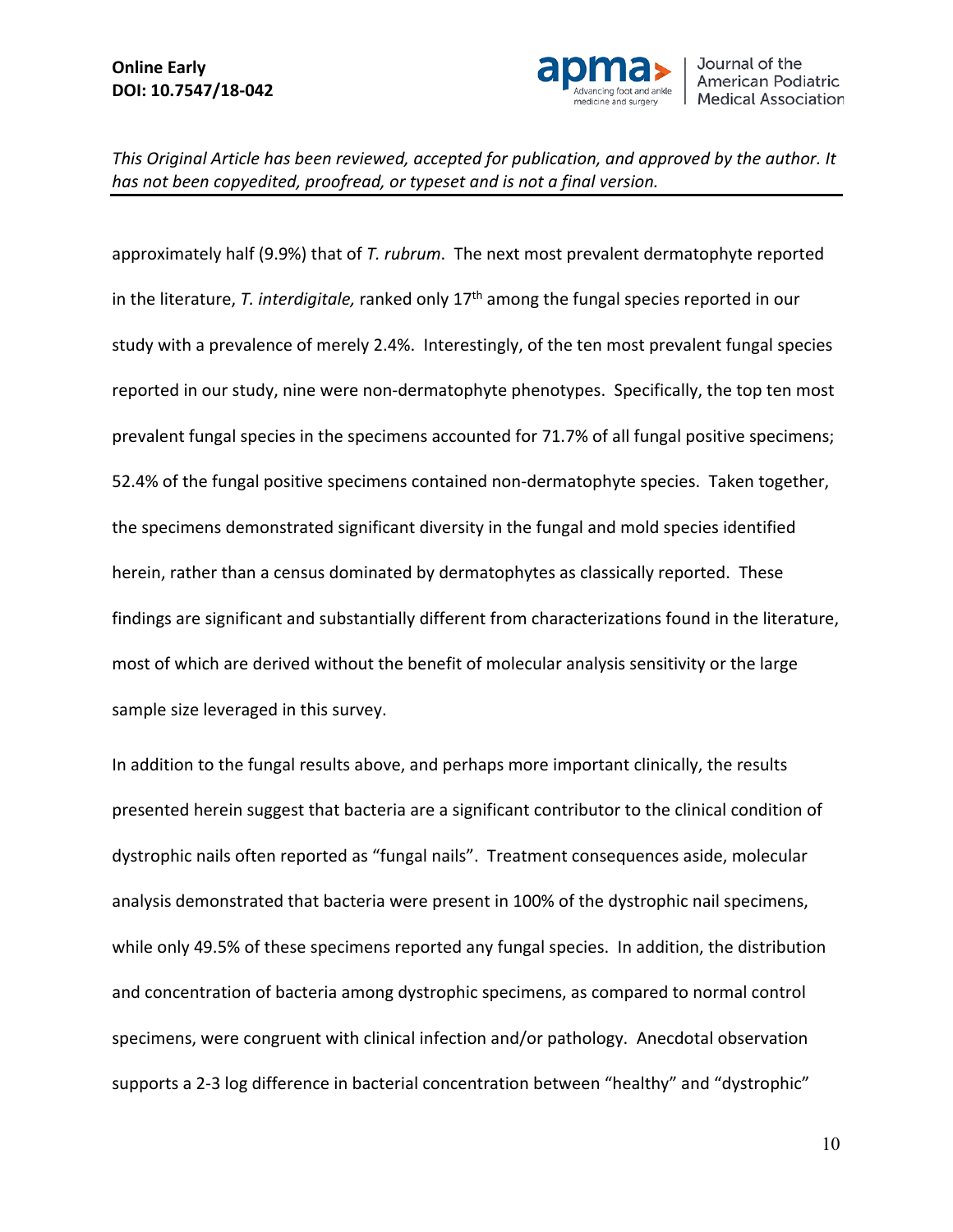approximately half (9.9%) that of *T. rubrum*. The next most prevalent dermatophyte reported in the literature, *T. interdigitale,* ranked only 17$^{th}$ among the fungal species reported in our study with a prevalence of merely 2.4%. Interestingly, of the ten most prevalent fungal species reported in our study, nine were non-dermatophyte phenotypes. Specifically, the top ten most prevalent fungal species in the specimens accounted for 71.7% of all fungal positive specimens; 52.4% of the fungal positive specimens contained non-dermatophyte species. Taken together, the specimens demonstrated significant diversity in the fungal and mold species identified herein, rather than a census dominated by dermatophytes as classically reported. These findings are significant and substantially different from characterizations found in the literature, most of which are derived without the benefit of molecular analysis sensitivity or the large sample size leveraged in this survey.

In addition to the fungal results above, and perhaps more important clinically, the results presented herein suggest that bacteria are a significant contributor to the clinical condition of dystrophic nails often reported as "fungal nails". Treatment consequences aside, molecular analysis demonstrated that bacteria were present in 100% of the dystrophic nail specimens, while only 49.5% of these specimens reported any fungal species. In addition, the distribution and concentration of bacteria among dystrophic specimens, as compared to normal control specimens, were congruent with clinical infection and/or pathology. Anecdotal observation supports a 2-3 log difference in bacterial concentration between "healthy" and "dystrophic"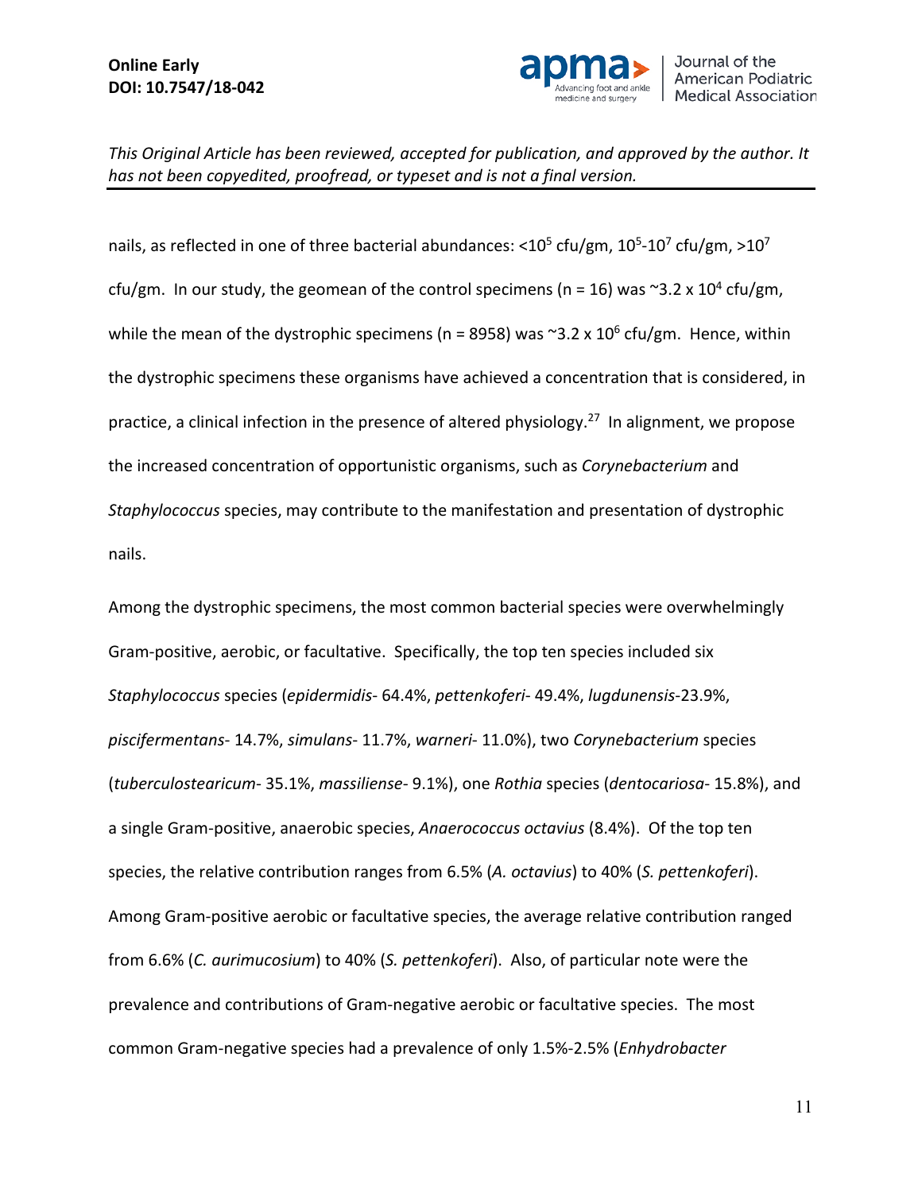nails, as reflected in one of three bacterial abundances: $<10^5$ cfu/gm, $10^5$-$10^7$ cfu/gm, $>10^7$ cfu/gm. In our study, the geomean of the control specimens (n = 16) was ~$3.2 \times 10^4$ cfu/gm, while the mean of the dystrophic specimens (n = 8958) was ~$3.2 \times 10^6$ cfu/gm. Hence, within the dystrophic specimens these organisms have achieved a concentration that is considered, in practice, a clinical infection in the presence of altered physiology.[27] In alignment, we propose the increased concentration of opportunistic organisms, such as *Corynebacterium* and *Staphylococcus* species, may contribute to the manifestation and presentation of dystrophic nails.

Among the dystrophic specimens, the most common bacterial species were overwhelmingly Gram-positive, aerobic, or facultative. Specifically, the top ten species included six *Staphylococcus* species (*epidermidis*- 64.4%, *pettenkoferi*- 49.4%, *lugdunensis*-23.9%, *piscifermentans*- 14.7%, *simulans*- 11.7%, *warneri*- 11.0%), two *Corynebacterium* species (*tuberculostearicum*- 35.1%, *massiliense*- 9.1%), one *Rothia* species (*dentocariosa*- 15.8%), and a single Gram-positive, anaerobic species, *Anaerococcus octavius* (8.4%). Of the top ten species, the relative contribution ranges from 6.5% (*A. octavius*) to 40% (*S. pettenkoferi*). Among Gram-positive aerobic or facultative species, the average relative contribution ranged from 6.6% (*C. aurimucosium*) to 40% (*S. pettenkoferi*). Also, of particular note were the prevalence and contributions of Gram-negative aerobic or facultative species. The most common Gram-negative species had a prevalence of only 1.5%-2.5% (*Enhydrobacter*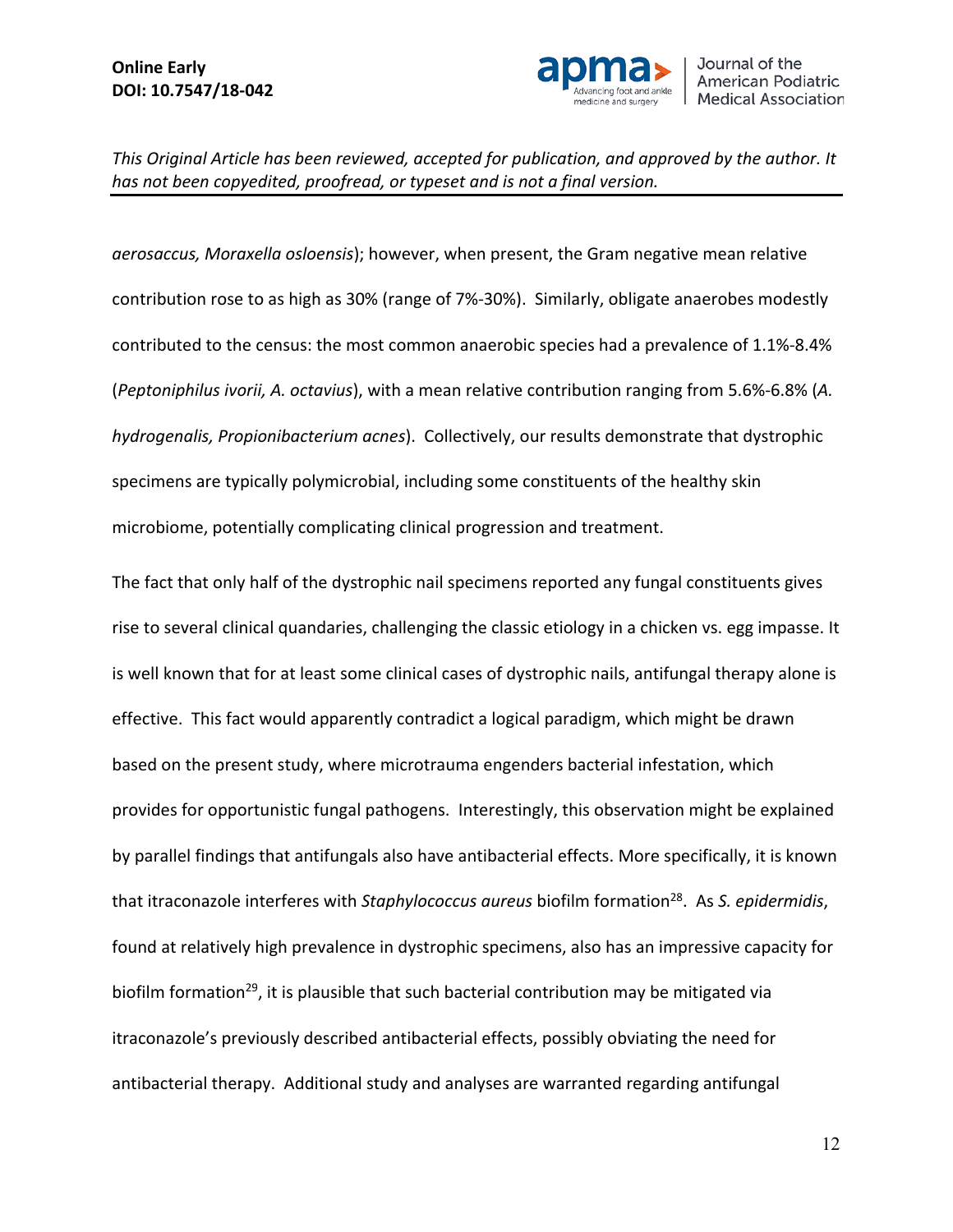*aerosaccus, Moraxella osloensis*); however, when present, the Gram negative mean relative contribution rose to as high as 30% (range of 7%-30%). Similarly, obligate anaerobes modestly contributed to the census: the most common anaerobic species had a prevalence of 1.1%-8.4% (*Peptoniphilus ivorii, A. octavius*), with a mean relative contribution ranging from 5.6%-6.8% (*A. hydrogenalis, Propionibacterium acnes*). Collectively, our results demonstrate that dystrophic specimens are typically polymicrobial, including some constituents of the healthy skin microbiome, potentially complicating clinical progression and treatment.

The fact that only half of the dystrophic nail specimens reported any fungal constituents gives rise to several clinical quandaries, challenging the classic etiology in a chicken vs. egg impasse. It is well known that for at least some clinical cases of dystrophic nails, antifungal therapy alone is effective. This fact would apparently contradict a logical paradigm, which might be drawn based on the present study, where microtrauma engenders bacterial infestation, which provides for opportunistic fungal pathogens. Interestingly, this observation might be explained by parallel findings that antifungals also have antibacterial effects. More specifically, it is known that itraconazole interferes with *Staphylococcus aureus* biofilm formation[28]. As *S. epidermidis*, found at relatively high prevalence in dystrophic specimens, also has an impressive capacity for biofilm formation[29], it is plausible that such bacterial contribution may be mitigated via itraconazole's previously described antibacterial effects, possibly obviating the need for antibacterial therapy. Additional study and analyses are warranted regarding antifungal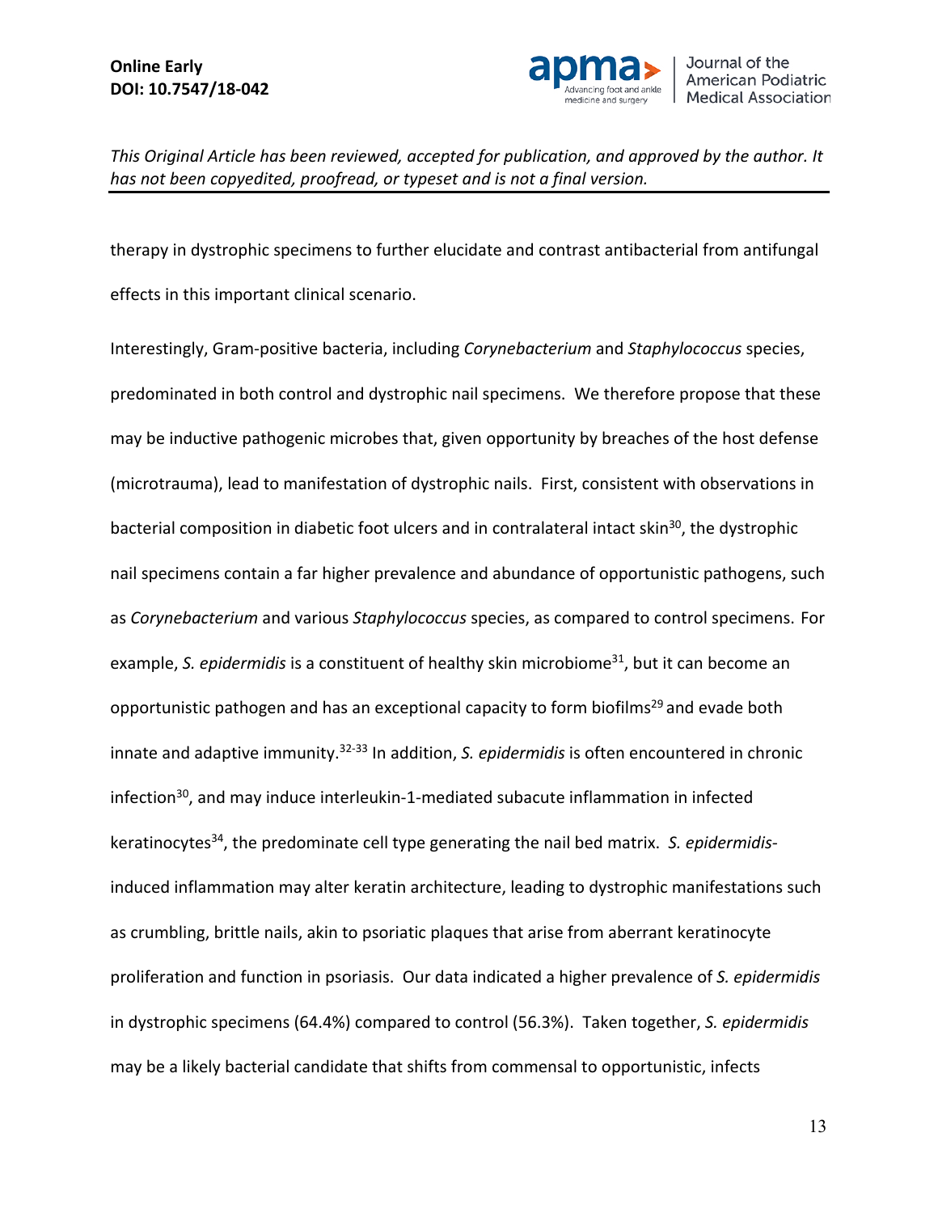therapy in dystrophic specimens to further elucidate and contrast antibacterial from antifungal effects in this important clinical scenario.

Interestingly, Gram-positive bacteria, including *Corynebacterium* and *Staphylococcus* species, predominated in both control and dystrophic nail specimens. We therefore propose that these may be inductive pathogenic microbes that, given opportunity by breaches of the host defense (microtrauma), lead to manifestation of dystrophic nails. First, consistent with observations in bacterial composition in diabetic foot ulcers and in contralateral intact skin[30], the dystrophic nail specimens contain a far higher prevalence and abundance of opportunistic pathogens, such as *Corynebacterium* and various *Staphylococcus* species, as compared to control specimens. For example, *S. epidermidis* is a constituent of healthy skin microbiome[31], but it can become an opportunistic pathogen and has an exceptional capacity to form biofilms[29] and evade both innate and adaptive immunity.[32-33] In addition, *S. epidermidis* is often encountered in chronic infection[30], and may induce interleukin-1-mediated subacute inflammation in infected keratinocytes[34], the predominate cell type generating the nail bed matrix. *S. epidermidis*-induced inflammation may alter keratin architecture, leading to dystrophic manifestations such as crumbling, brittle nails, akin to psoriatic plaques that arise from aberrant keratinocyte proliferation and function in psoriasis. Our data indicated a higher prevalence of *S. epidermidis* in dystrophic specimens (64.4%) compared to control (56.3%). Taken together, *S. epidermidis* may be a likely bacterial candidate that shifts from commensal to opportunistic, infects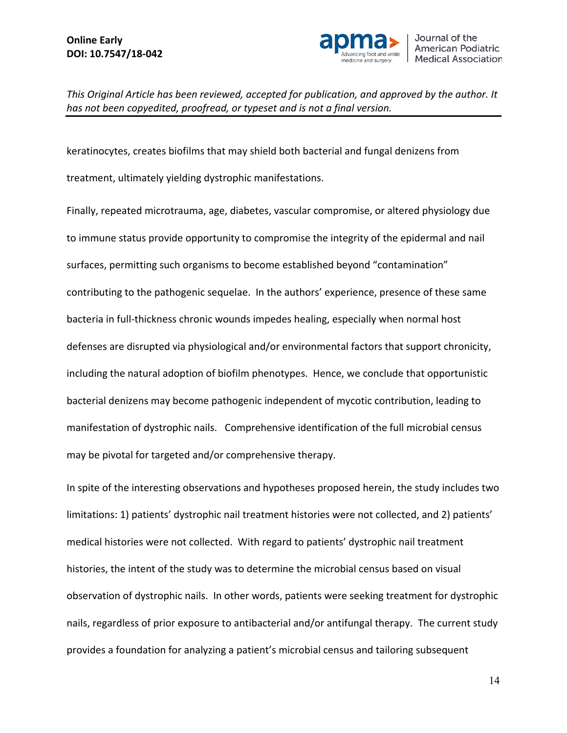keratinocytes, creates biofilms that may shield both bacterial and fungal denizens from treatment, ultimately yielding dystrophic manifestations.

Finally, repeated microtrauma, age, diabetes, vascular compromise, or altered physiology due to immune status provide opportunity to compromise the integrity of the epidermal and nail surfaces, permitting such organisms to become established beyond "contamination" contributing to the pathogenic sequelae. In the authors' experience, presence of these same bacteria in full-thickness chronic wounds impedes healing, especially when normal host defenses are disrupted via physiological and/or environmental factors that support chronicity, including the natural adoption of biofilm phenotypes. Hence, we conclude that opportunistic bacterial denizens may become pathogenic independent of mycotic contribution, leading to manifestation of dystrophic nails. Comprehensive identification of the full microbial census may be pivotal for targeted and/or comprehensive therapy.

In spite of the interesting observations and hypotheses proposed herein, the study includes two limitations: 1) patients' dystrophic nail treatment histories were not collected, and 2) patients' medical histories were not collected. With regard to patients' dystrophic nail treatment histories, the intent of the study was to determine the microbial census based on visual observation of dystrophic nails. In other words, patients were seeking treatment for dystrophic nails, regardless of prior exposure to antibacterial and/or antifungal therapy. The current study provides a foundation for analyzing a patient's microbial census and tailoring subsequent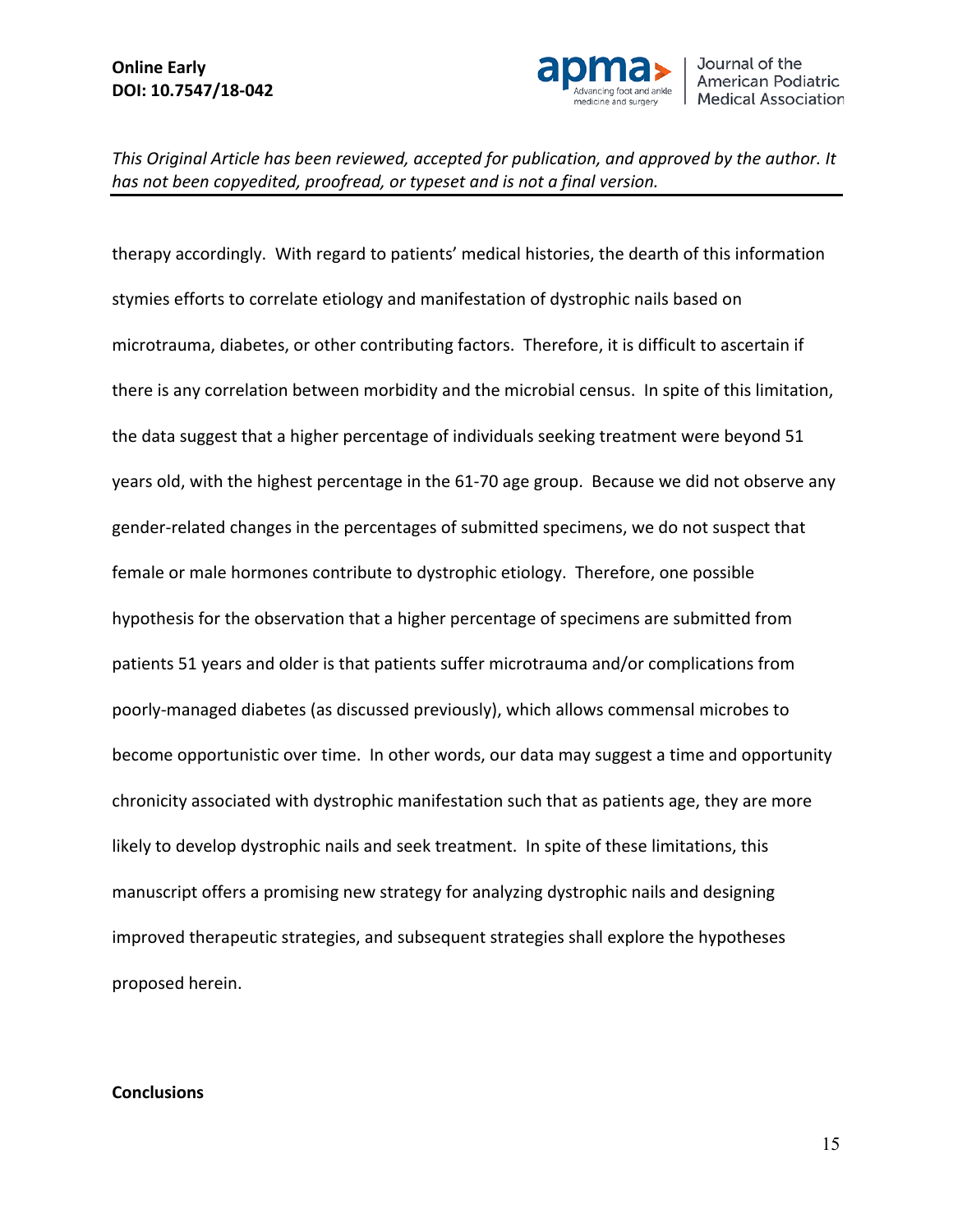therapy accordingly. With regard to patients' medical histories, the dearth of this information stymies efforts to correlate etiology and manifestation of dystrophic nails based on microtrauma, diabetes, or other contributing factors. Therefore, it is difficult to ascertain if there is any correlation between morbidity and the microbial census. In spite of this limitation, the data suggest that a higher percentage of individuals seeking treatment were beyond 51 years old, with the highest percentage in the 61-70 age group. Because we did not observe any gender-related changes in the percentages of submitted specimens, we do not suspect that female or male hormones contribute to dystrophic etiology. Therefore, one possible hypothesis for the observation that a higher percentage of specimens are submitted from patients 51 years and older is that patients suffer microtrauma and/or complications from poorly-managed diabetes (as discussed previously), which allows commensal microbes to become opportunistic over time. In other words, our data may suggest a time and opportunity chronicity associated with dystrophic manifestation such that as patients age, they are more likely to develop dystrophic nails and seek treatment. In spite of these limitations, this manuscript offers a promising new strategy for analyzing dystrophic nails and designing improved therapeutic strategies, and subsequent strategies shall explore the hypotheses proposed herein.

## Conclusions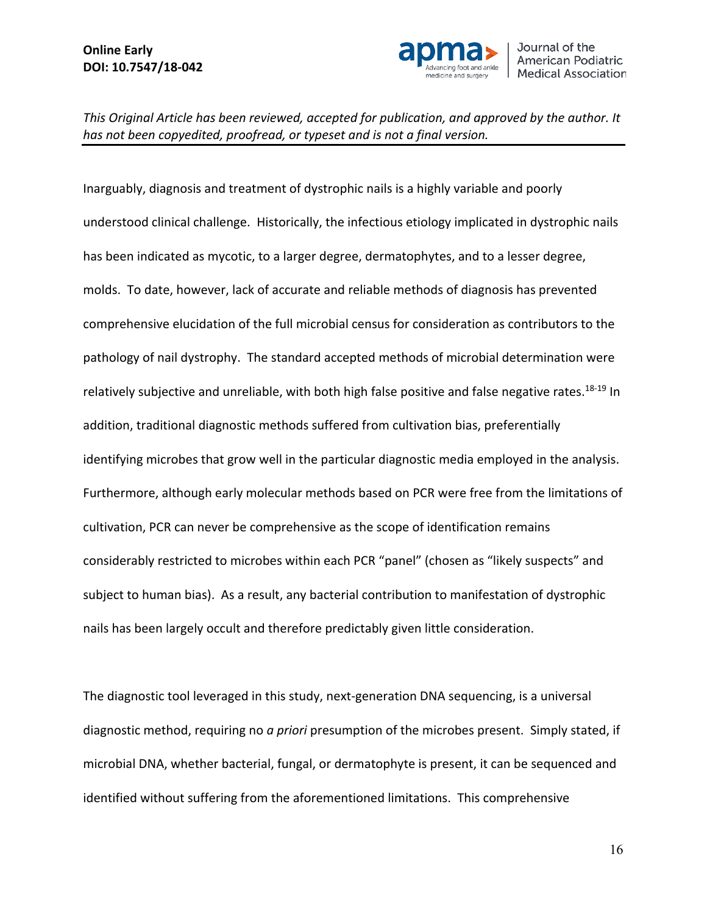Inarguably, diagnosis and treatment of dystrophic nails is a highly variable and poorly understood clinical challenge. Historically, the infectious etiology implicated in dystrophic nails has been indicated as mycotic, to a larger degree, dermatophytes, and to a lesser degree, molds. To date, however, lack of accurate and reliable methods of diagnosis has prevented comprehensive elucidation of the full microbial census for consideration as contributors to the pathology of nail dystrophy. The standard accepted methods of microbial determination were relatively subjective and unreliable, with both high false positive and false negative rates.[18-19] In addition, traditional diagnostic methods suffered from cultivation bias, preferentially identifying microbes that grow well in the particular diagnostic media employed in the analysis. Furthermore, although early molecular methods based on PCR were free from the limitations of cultivation, PCR can never be comprehensive as the scope of identification remains considerably restricted to microbes within each PCR "panel" (chosen as "likely suspects" and subject to human bias). As a result, any bacterial contribution to manifestation of dystrophic nails has been largely occult and therefore predictably given little consideration.

The diagnostic tool leveraged in this study, next-generation DNA sequencing, is a universal diagnostic method, requiring no *a priori* presumption of the microbes present. Simply stated, if microbial DNA, whether bacterial, fungal, or dermatophyte is present, it can be sequenced and identified without suffering from the aforementioned limitations. This comprehensive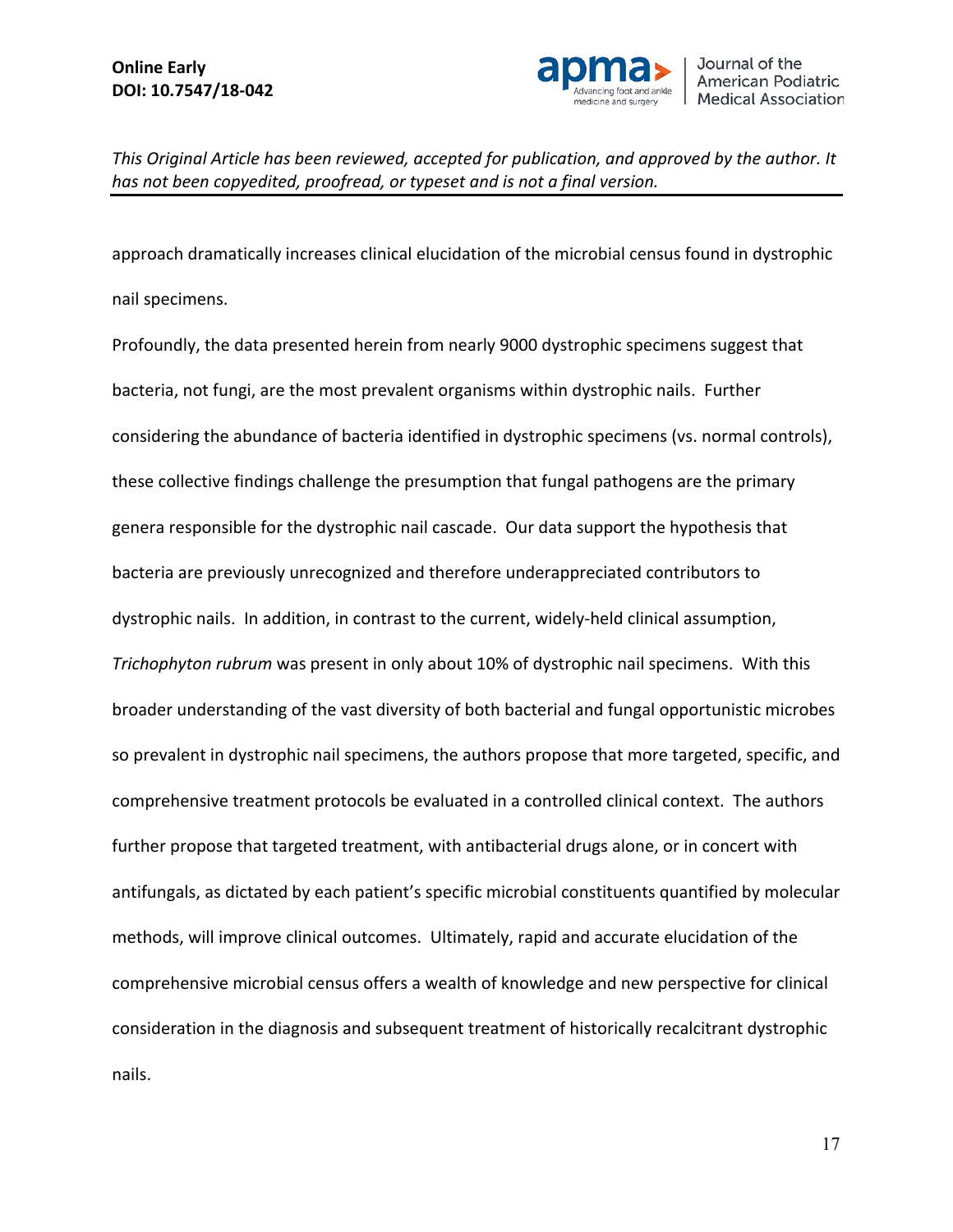approach dramatically increases clinical elucidation of the microbial census found in dystrophic nail specimens.

Profoundly, the data presented herein from nearly 9000 dystrophic specimens suggest that bacteria, not fungi, are the most prevalent organisms within dystrophic nails. Further considering the abundance of bacteria identified in dystrophic specimens (vs. normal controls), these collective findings challenge the presumption that fungal pathogens are the primary genera responsible for the dystrophic nail cascade. Our data support the hypothesis that bacteria are previously unrecognized and therefore underappreciated contributors to dystrophic nails. In addition, in contrast to the current, widely-held clinical assumption, *Trichophyton rubrum* was present in only about 10% of dystrophic nail specimens. With this broader understanding of the vast diversity of both bacterial and fungal opportunistic microbes so prevalent in dystrophic nail specimens, the authors propose that more targeted, specific, and comprehensive treatment protocols be evaluated in a controlled clinical context. The authors further propose that targeted treatment, with antibacterial drugs alone, or in concert with antifungals, as dictated by each patient's specific microbial constituents quantified by molecular methods, will improve clinical outcomes. Ultimately, rapid and accurate elucidation of the comprehensive microbial census offers a wealth of knowledge and new perspective for clinical consideration in the diagnosis and subsequent treatment of historically recalcitrant dystrophic nails.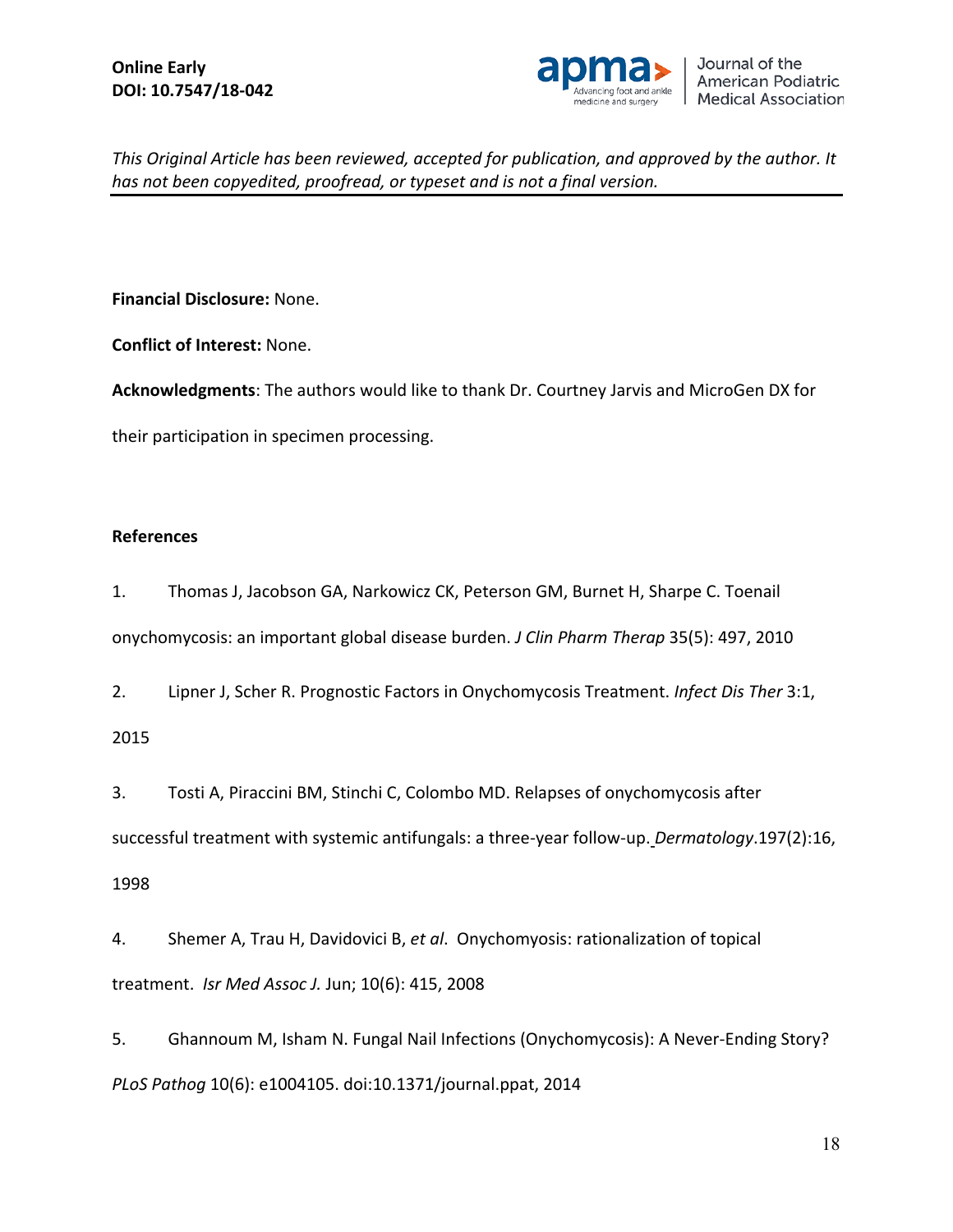**Financial Disclosure:** None.

**Conflict of Interest:** None.

**Acknowledgments**: The authors would like to thank Dr. Courtney Jarvis and MicroGen DX for their participation in specimen processing.

**References**

1. Thomas J, Jacobson GA, Narkowicz CK, Peterson GM, Burnet H, Sharpe C. Toenail onychomycosis: an important global disease burden. *J Clin Pharm Therap* 35(5): 497, 2010

2. Lipner J, Scher R. Prognostic Factors in Onychomycosis Treatment. *Infect Dis Ther* 3:1, 2015

3. Tosti A, Piraccini BM, Stinchi C, Colombo MD. Relapses of onychomycosis after successful treatment with systemic antifungals: a three-year follow-up. *Dermatology*.197(2):16, 1998

4. Shemer A, Trau H, Davidovici B, *et al*. Onychomyosis: rationalization of topical treatment. *Isr Med Assoc J.* Jun; 10(6): 415, 2008

5. Ghannoum M, Isham N. Fungal Nail Infections (Onychomycosis): A Never-Ending Story? *PLoS Pathog* 10(6): e1004105. doi:10.1371/journal.ppat, 2014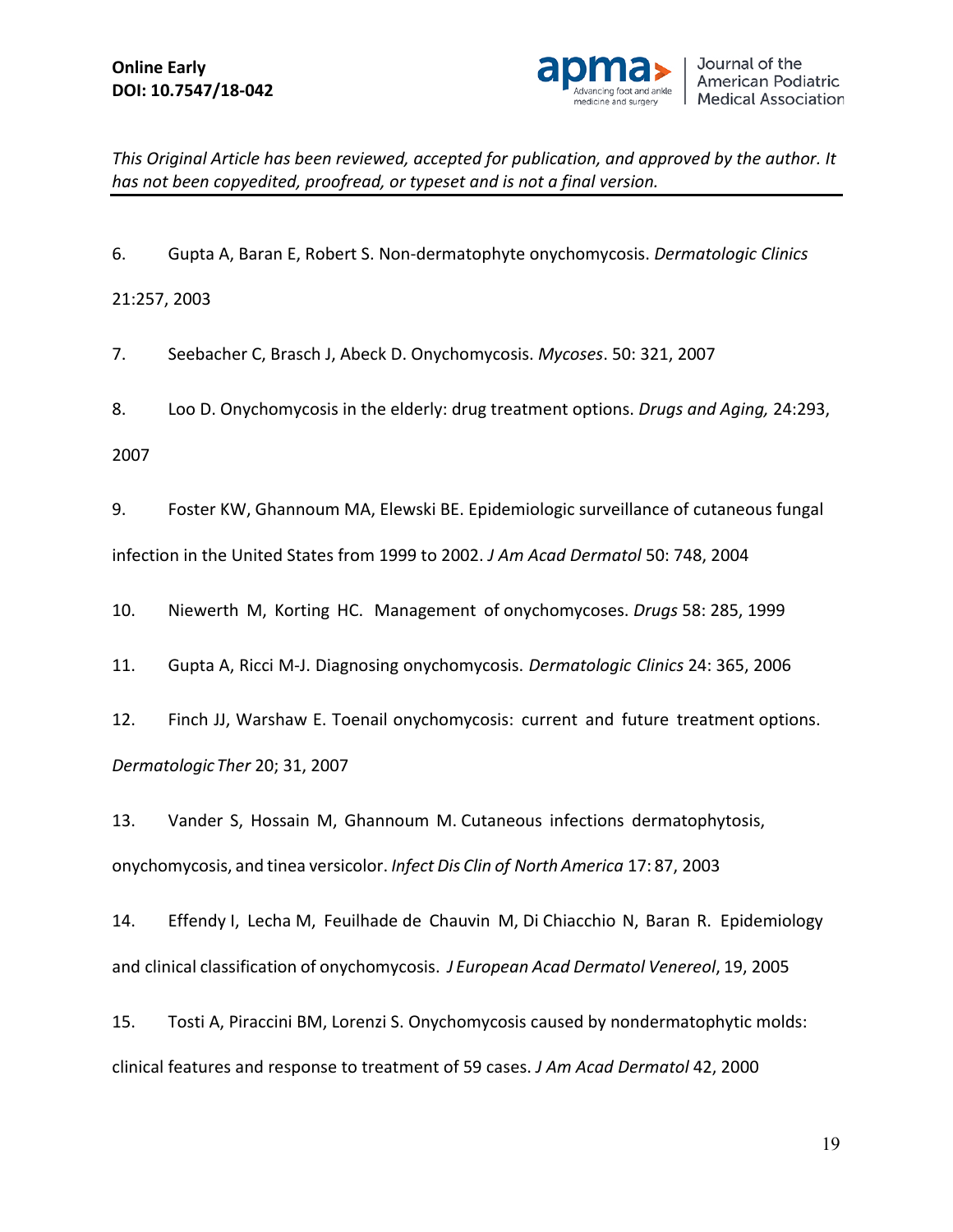6. Gupta A, Baran E, Robert S. Non-dermatophyte onychomycosis. *Dermatologic Clinics* 21:257, 2003

7. Seebacher C, Brasch J, Abeck D. Onychomycosis. *Mycoses*. 50: 321, 2007

8. Loo D. Onychomycosis in the elderly: drug treatment options. *Drugs and Aging,* 24:293, 2007

9. Foster KW, Ghannoum MA, Elewski BE. Epidemiologic surveillance of cutaneous fungal infection in the United States from 1999 to 2002. *J Am Acad Dermatol* 50: 748, 2004

10. Niewerth M, Korting HC. Management of onychomycoses. *Drugs* 58: 285, 1999

11. Gupta A, Ricci M-J. Diagnosing onychomycosis. *Dermatologic Clinics* 24: 365, 2006

12. Finch JJ, Warshaw E. Toenail onychomycosis: current and future treatment options. *Dermatologic Ther* 20; 31, 2007

13. Vander S, Hossain M, Ghannoum M. Cutaneous infections dermatophytosis, onychomycosis, and tinea versicolor. *Infect Dis Clin of North America* 17: 87, 2003

14. Effendy I, Lecha M, Feuilhade de Chauvin M, Di Chiacchio N, Baran R. Epidemiology and clinical classification of onychomycosis. *J European Acad Dermatol Venereol*, 19, 2005

15. Tosti A, Piraccini BM, Lorenzi S. Onychomycosis caused by nondermatophytic molds: clinical features and response to treatment of 59 cases. *J Am Acad Dermatol* 42, 2000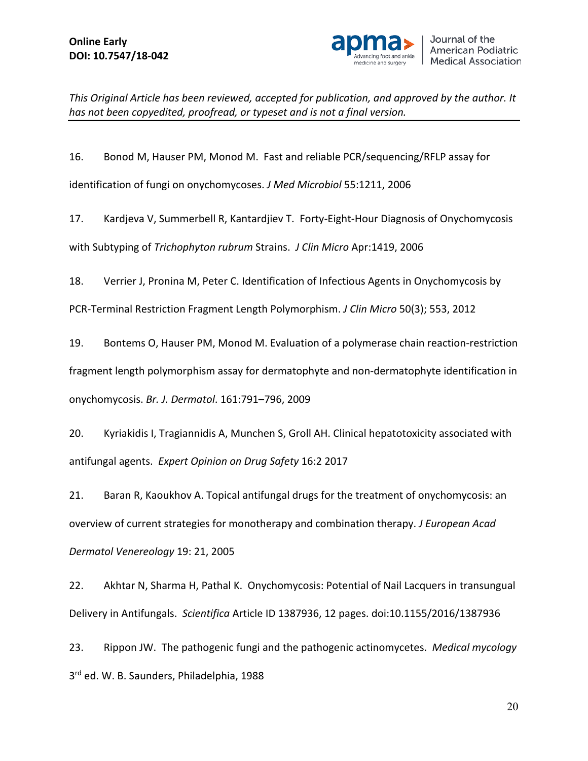16. Bonod M, Hauser PM, Monod M. Fast and reliable PCR/sequencing/RFLP assay for identification of fungi on onychomycoses. *J Med Microbiol* 55:1211, 2006

17. Kardjeva V, Summerbell R, Kantardjiev T. Forty-Eight-Hour Diagnosis of Onychomycosis with Subtyping of *Trichophyton rubrum* Strains. *J Clin Micro* Apr:1419, 2006

18. Verrier J, Pronina M, Peter C. Identification of Infectious Agents in Onychomycosis by PCR-Terminal Restriction Fragment Length Polymorphism. *J Clin Micro* 50(3); 553, 2012

19. Bontems O, Hauser PM, Monod M. Evaluation of a polymerase chain reaction-restriction fragment length polymorphism assay for dermatophyte and non-dermatophyte identification in onychomycosis. *Br. J. Dermatol*. 161:791–796, 2009

20. Kyriakidis I, Tragiannidis A, Munchen S, Groll AH. Clinical hepatotoxicity associated with antifungal agents. *Expert Opinion on Drug Safety* 16:2 2017

21. Baran R, Kaoukhov A. Topical antifungal drugs for the treatment of onychomycosis: an overview of current strategies for monotherapy and combination therapy. *J European Acad Dermatol Venereology* 19: 21, 2005

22. Akhtar N, Sharma H, Pathal K. Onychomycosis: Potential of Nail Lacquers in transungual Delivery in Antifungals. *Scientifica* Article ID 1387936, 12 pages. doi:10.1155/2016/1387936

23. Rippon JW. The pathogenic fungi and the pathogenic actinomycetes. *Medical mycology* 3rd ed. W. B. Saunders, Philadelphia, 1988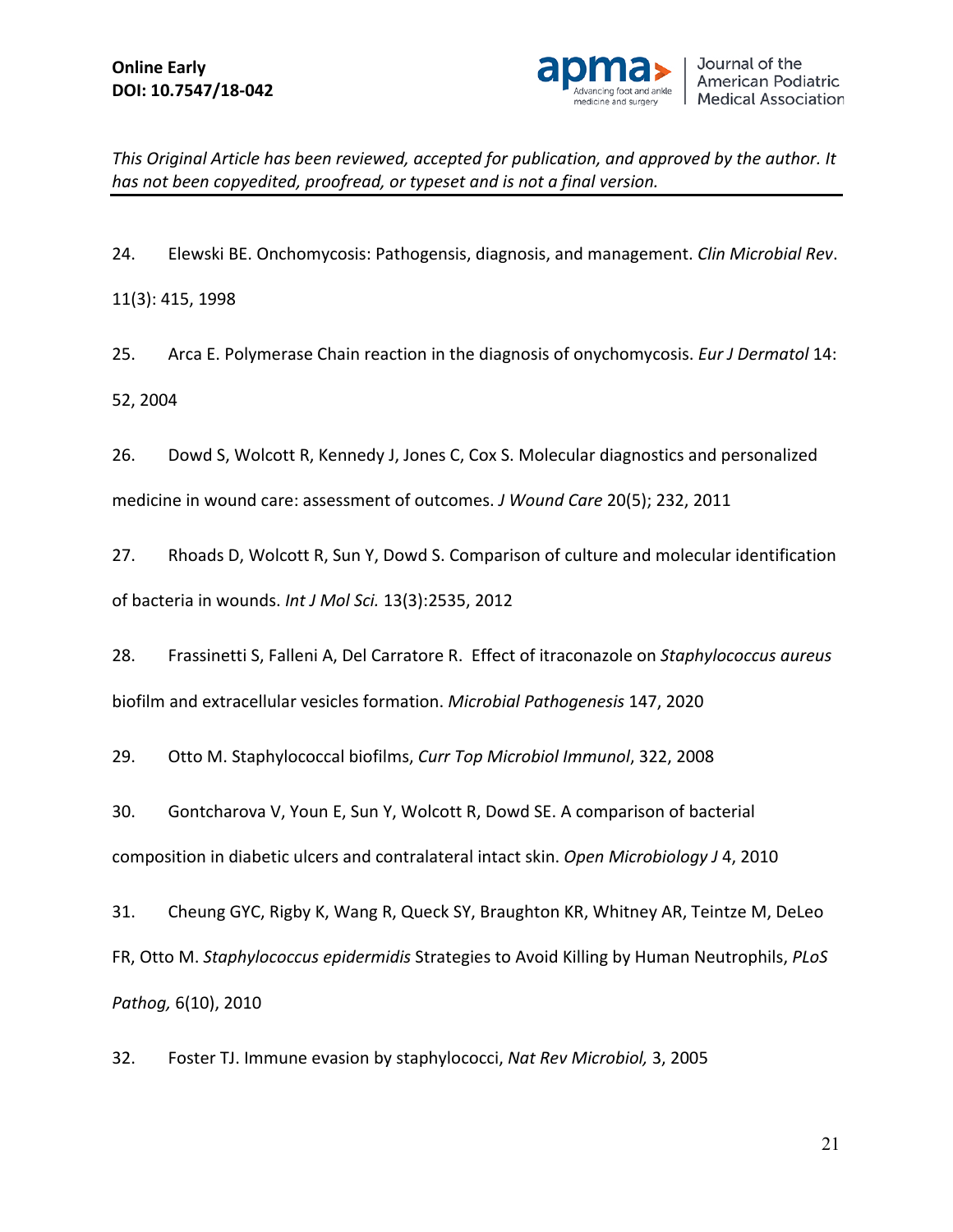24. Elewski BE. Onchomycosis: Pathogensis, diagnosis, and management. *Clin Microbial Rev*. 11(3): 415, 1998

25. Arca E. Polymerase Chain reaction in the diagnosis of onychomycosis. *Eur J Dermatol* 14: 52, 2004

26. Dowd S, Wolcott R, Kennedy J, Jones C, Cox S. Molecular diagnostics and personalized medicine in wound care: assessment of outcomes. *J Wound Care* 20(5); 232, 2011

27. Rhoads D, Wolcott R, Sun Y, Dowd S. Comparison of culture and molecular identification of bacteria in wounds. *Int J Mol Sci.* 13(3):2535, 2012

28. Frassinetti S, Falleni A, Del Carratore R. Effect of itraconazole on *Staphylococcus aureus* biofilm and extracellular vesicles formation. *Microbial Pathogenesis* 147, 2020

29. Otto M. Staphylococcal biofilms, *Curr Top Microbiol Immunol*, 322, 2008

30. Gontcharova V, Youn E, Sun Y, Wolcott R, Dowd SE. A comparison of bacterial composition in diabetic ulcers and contralateral intact skin. *Open Microbiology J* 4, 2010

31. Cheung GYC, Rigby K, Wang R, Queck SY, Braughton KR, Whitney AR, Teintze M, DeLeo FR, Otto M. *Staphylococcus epidermidis* Strategies to Avoid Killing by Human Neutrophils, *PLoS Pathog,* 6(10), 2010

32. Foster TJ. Immune evasion by staphylococci, *Nat Rev Microbiol,* 3, 2005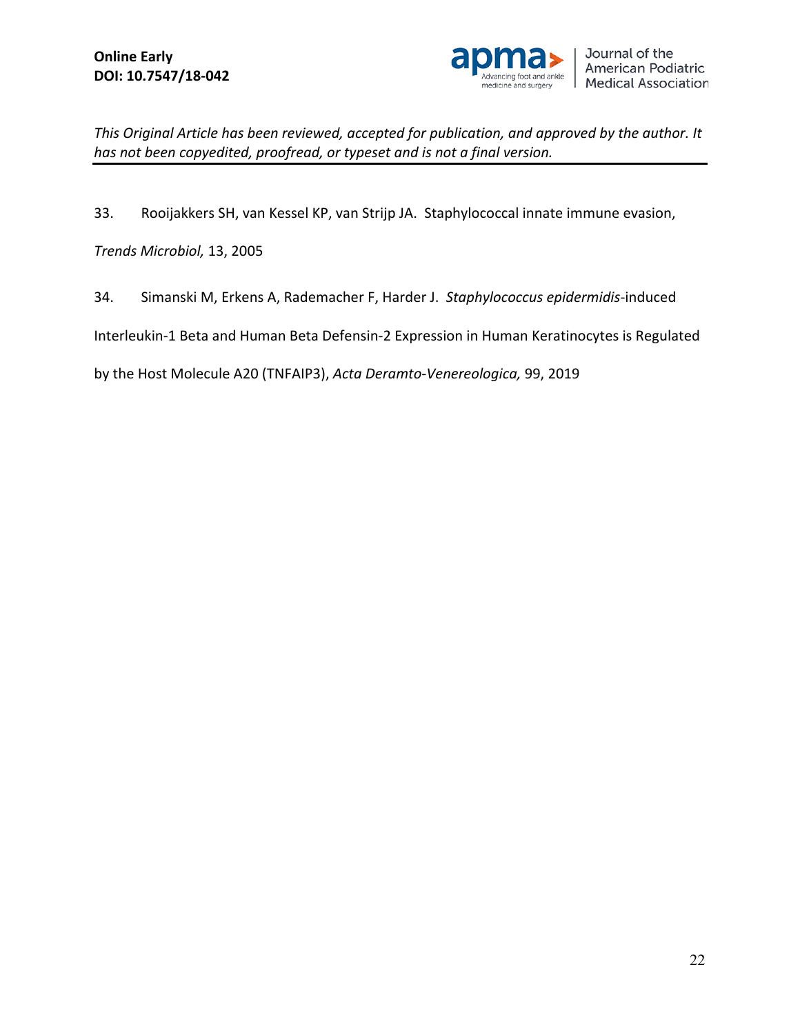33. Rooijakkers SH, van Kessel KP, van Strijp JA. Staphylococcal innate immune evasion, *Trends Microbiol,* 13, 2005

34. Simanski M, Erkens A, Rademacher F, Harder J. *Staphylococcus epidermidis*-induced Interleukin-1 Beta and Human Beta Defensin-2 Expression in Human Keratinocytes is Regulated by the Host Molecule A20 (TNFAIP3), *Acta Deramto-Venereologica,* 99, 2019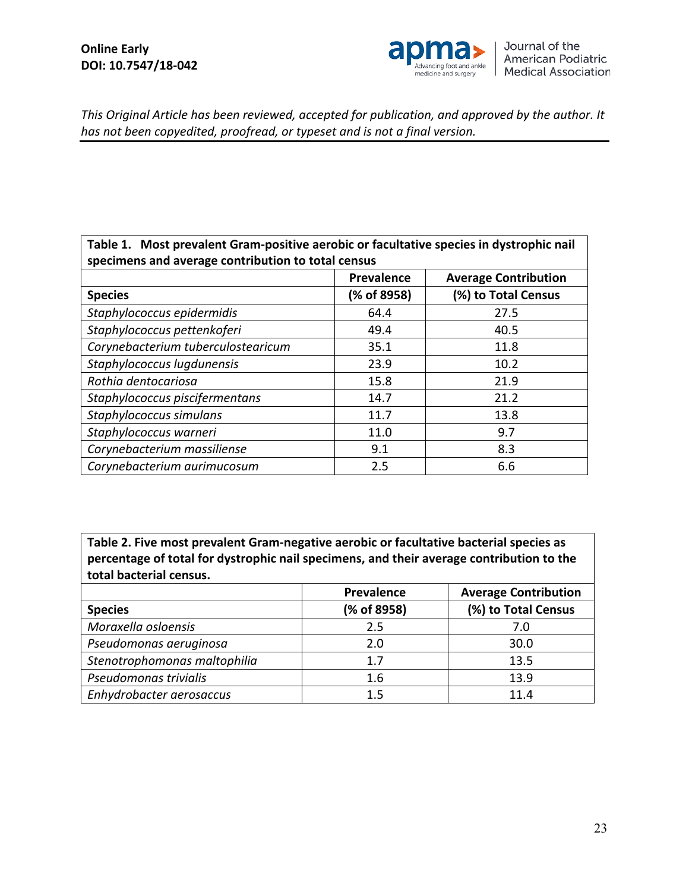*This Original Article has been reviewed, accepted for publication, and approved by the author. It has not been copyedited, proofread, or typeset and is not a final version.*

**Table 1. Most prevalent Gram-positive aerobic or facultative species in dystrophic nail specimens and average contribution to total census**

| Species | Prevalence (% of 8958) | Average Contribution (%) to Total Census |
|---|---|---|
| *Staphylococcus epidermidis* | 64.4 | 27.5 |
| *Staphylococcus pettenkoferi* | 49.4 | 40.5 |
| *Corynebacterium tuberculostearicum* | 35.1 | 11.8 |
| *Staphylococcus lugdunensis* | 23.9 | 10.2 |
| *Rothia dentocariosa* | 15.8 | 21.9 |
| *Staphylococcus piscifermentans* | 14.7 | 21.2 |
| *Staphylococcus simulans* | 11.7 | 13.8 |
| *Staphylococcus warneri* | 11.0 | 9.7 |
| *Corynebacterium massiliense* | 9.1 | 8.3 |
| *Corynebacterium aurimucosum* | 2.5 | 6.6 |

**Table 2. Five most prevalent Gram-negative aerobic or facultative bacterial species as percentage of total for dystrophic nail specimens, and their average contribution to the total bacterial census.**

| Species | Prevalence (% of 8958) | Average Contribution (%) to Total Census |
|---|---|---|
| *Moraxella osloensis* | 2.5 | 7.0 |
| *Pseudomonas aeruginosa* | 2.0 | 30.0 |
| *Stenotrophomonas maltophilia* | 1.7 | 13.5 |
| *Pseudomonas trivialis* | 1.6 | 13.9 |
| *Enhydrobacter aerosaccus* | 1.5 | 11.4 |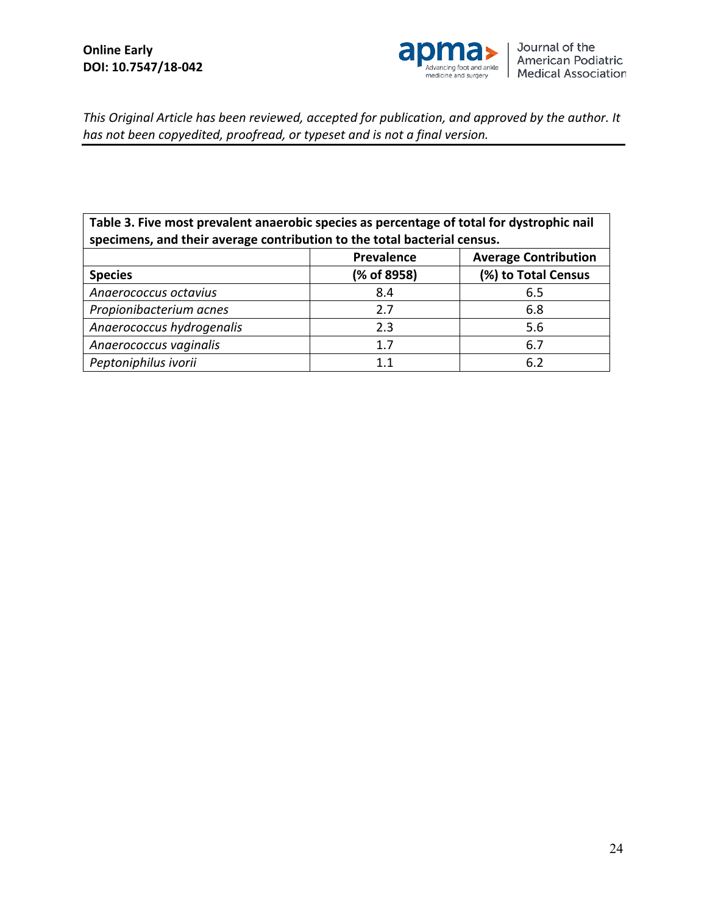**Table 3. Five most prevalent anaerobic species as percentage of total for dystrophic nail specimens, and their average contribution to the total bacterial census.**

| Species | Prevalence (% of 8958) | Average Contribution (%) to Total Census |
|---|---|---|
| *Anaerococcus octavius* | 8.4 | 6.5 |
| *Propionibacterium acnes* | 2.7 | 6.8 |
| *Anaerococcus hydrogenalis* | 2.3 | 5.6 |
| *Anaerococcus vaginalis* | 1.7 | 6.7 |
| *Peptoniphilus ivorii* | 1.1 | 6.2 |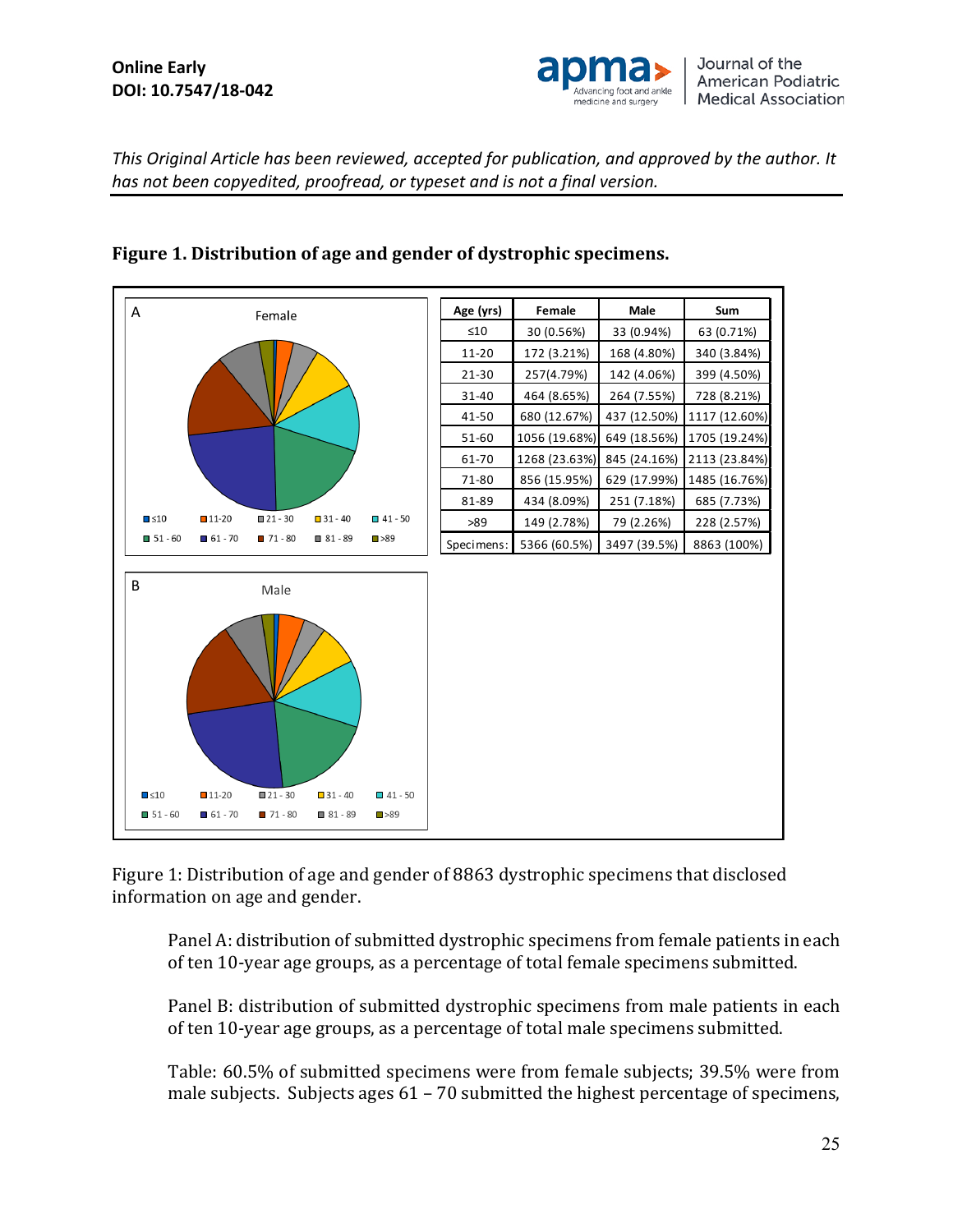*This Original Article has been reviewed, accepted for publication, and approved by the author. It has not been copyedited, proofread, or typeset and is not a final version.*

**Figure 1. Distribution of age and gender of dystrophic specimens.**

A — Female

≤10, 11-20, 21 - 30, 31 - 40, 41 - 50, 51 - 60, 61 - 70, 71 - 80, 81 - 89, >89

B — Male

≤10, 11-20, 21 - 30, 31 - 40, 41 - 50, 51 - 60, 61 - 70, 71 - 80, 81 - 89, >89

| Age (yrs) | Female | Male | Sum |
|---|---|---|---|
| ≤10 | 30 (0.56%) | 33 (0.94%) | 63 (0.71%) |
| 11-20 | 172 (3.21%) | 168 (4.80%) | 340 (3.84%) |
| 21-30 | 257(4.79%) | 142 (4.06%) | 399 (4.50%) |
| 31-40 | 464 (8.65%) | 264 (7.55%) | 728 (8.21%) |
| 41-50 | 680 (12.67%) | 437 (12.50%) | 1117 (12.60%) |
| 51-60 | 1056 (19.68%) | 649 (18.56%) | 1705 (19.24%) |
| 61-70 | 1268 (23.63%) | 845 (24.16%) | 2113 (23.84%) |
| 71-80 | 856 (15.95%) | 629 (17.99%) | 1485 (16.76%) |
| 81-89 | 434 (8.09%) | 251 (7.18%) | 685 (7.73%) |
| >89 | 149 (2.78%) | 79 (2.26%) | 228 (2.57%) |
| Specimens: | 5366 (60.5%) | 3497 (39.5%) | 8863 (100%) |

Figure 1: Distribution of age and gender of 8863 dystrophic specimens that disclosed information on age and gender.

Panel A: distribution of submitted dystrophic specimens from female patients in each of ten 10-year age groups, as a percentage of total female specimens submitted.

Panel B: distribution of submitted dystrophic specimens from male patients in each of ten 10-year age groups, as a percentage of total male specimens submitted.

Table: 60.5% of submitted specimens were from female subjects; 39.5% were from male subjects. Subjects ages 61 – 70 submitted the highest percentage of specimens,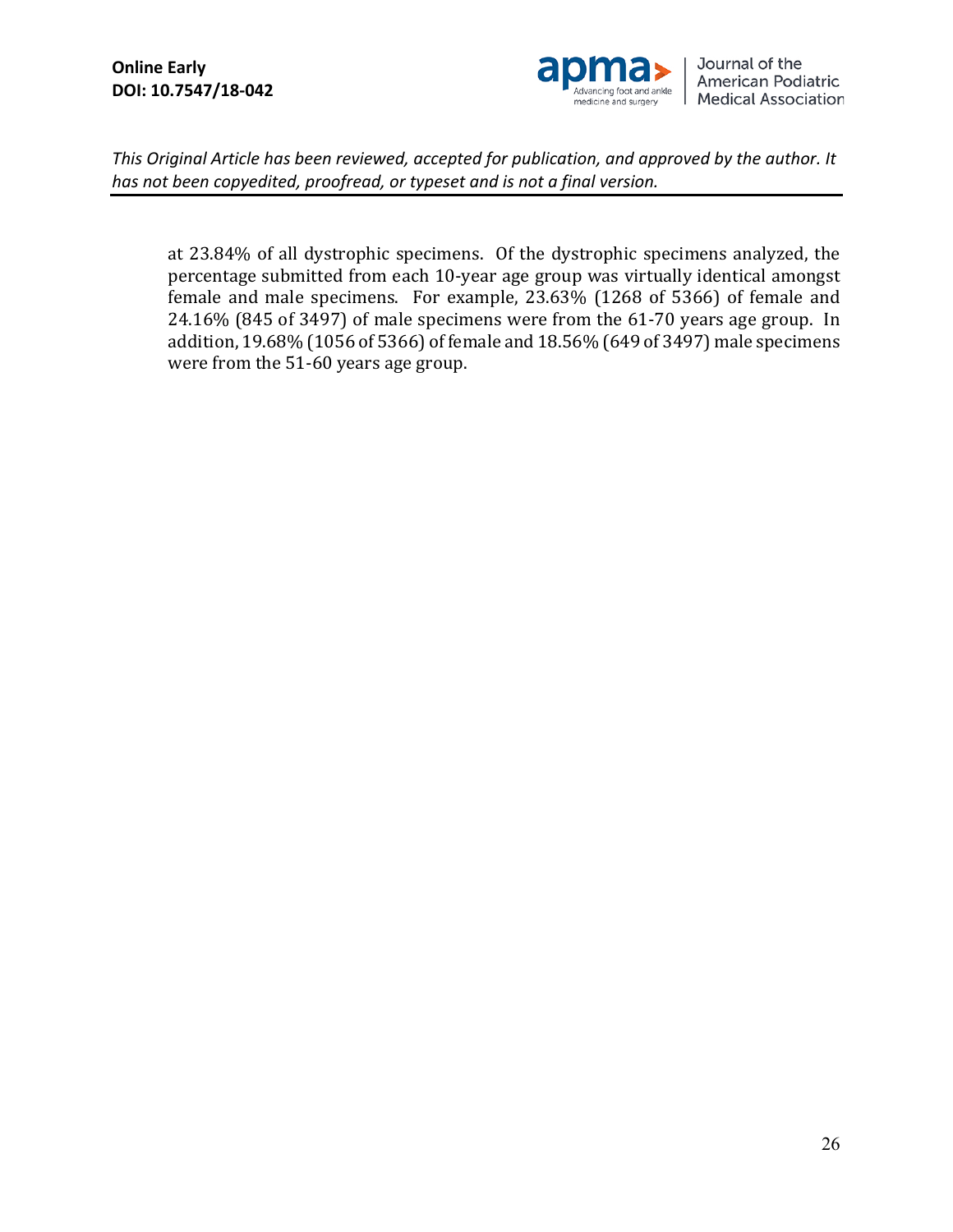at 23.84% of all dystrophic specimens. Of the dystrophic specimens analyzed, the percentage submitted from each 10-year age group was virtually identical amongst female and male specimens. For example, 23.63% (1268 of 5366) of female and 24.16% (845 of 3497) of male specimens were from the 61-70 years age group. In addition, 19.68% (1056 of 5366) of female and 18.56% (649 of 3497) male specimens were from the 51-60 years age group.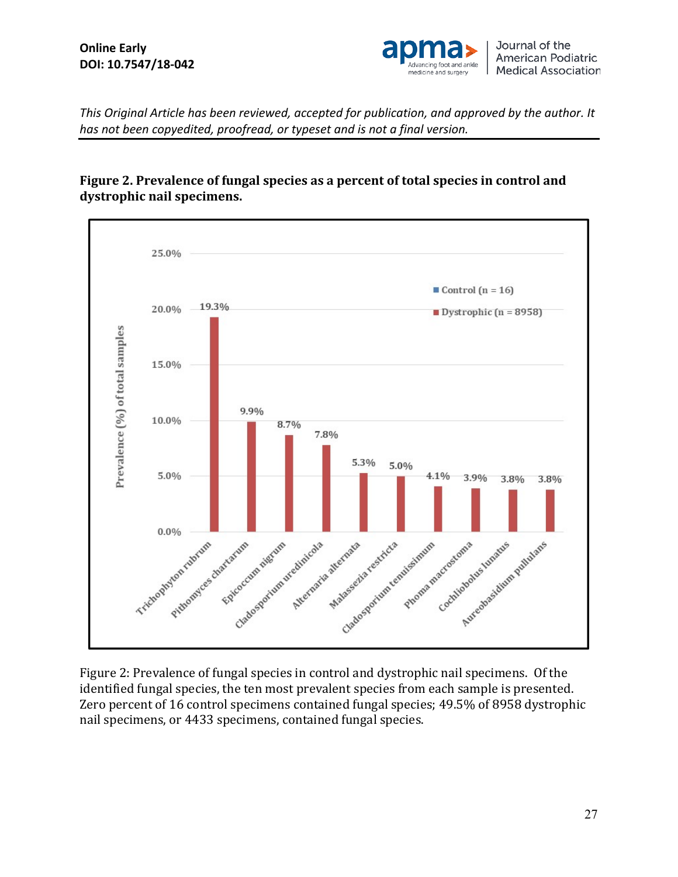**Figure 2. Prevalence of fungal species as a percent of total species in control and dystrophic nail specimens.**

Figure 2: Prevalence of fungal species in control and dystrophic nail specimens. Of the identified fungal species, the ten most prevalent species from each sample is presented. Zero percent of 16 control specimens contained fungal species; 49.5% of 8958 dystrophic nail specimens, or 4433 specimens, contained fungal species.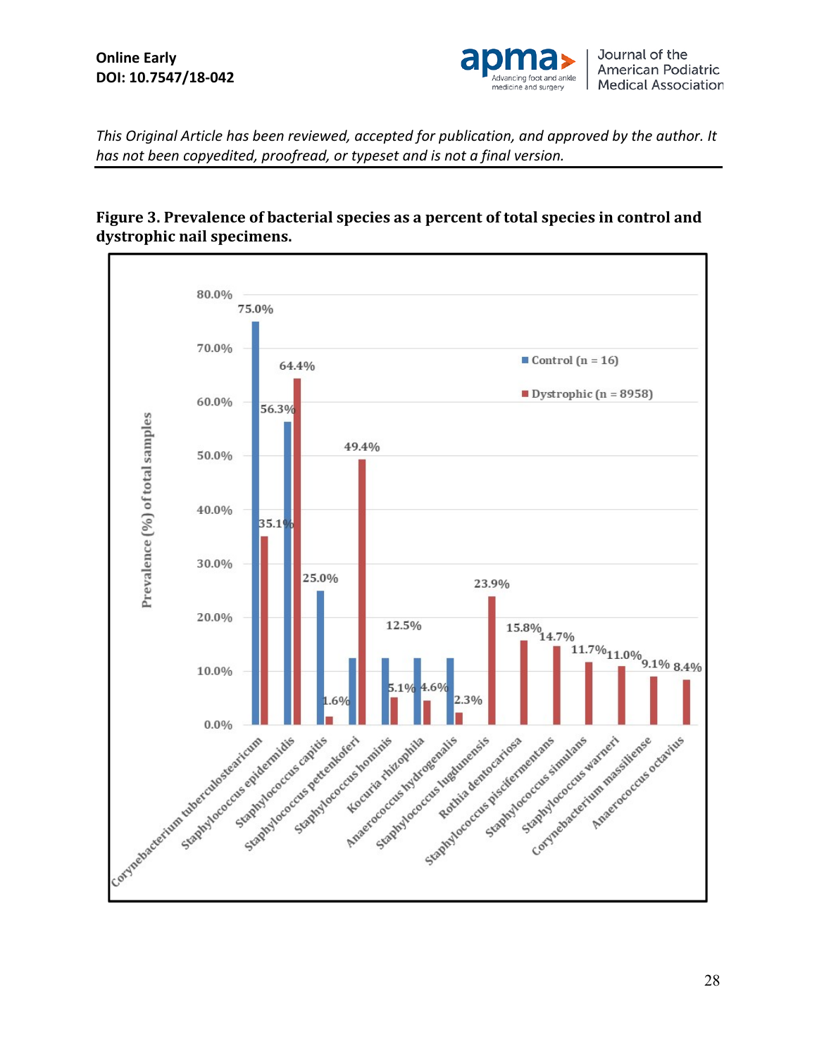*This Original Article has been reviewed, accepted for publication, and approved by the author. It has not been copyedited, proofread, or typeset and is not a final version.*

**Figure 3. Prevalence of bacterial species as a percent of total species in control and dystrophic nail specimens.**

| Species | Control (n = 16) | Dystrophic (n = 8958) |
|---|---|---|
| Corynebacterium tuberculostearicum | 75.0% | 35.1% |
| Staphylococcus epidermidis | 56.3% | 64.4% |
| Staphylococcus capitis | 25.0% | 1.6% |
| Staphylococcus pettenkoferi | 12.5% | 49.4% |
| Staphylococcus hominis | 12.5% | 5.1% |
| Kocuria rhizophila | 12.5% | 4.6% |
| Anaerococcus hydrogenalis | 12.5% | 2.3% |
| Staphylococcus lugdunensis | | 23.9% |
| Rothia dentocariosa | | 15.8% |
| Staphylococcus piscifermentans | | 14.7% |
| Staphylococcus simulans | | 11.7% |
| Staphylococcus warneri | | 11.0% |
| Corynebacterium massiliense | | 9.1% |
| Anaerococcus octavius | | 8.4% |

Y-axis: Prevalence (%) of total samples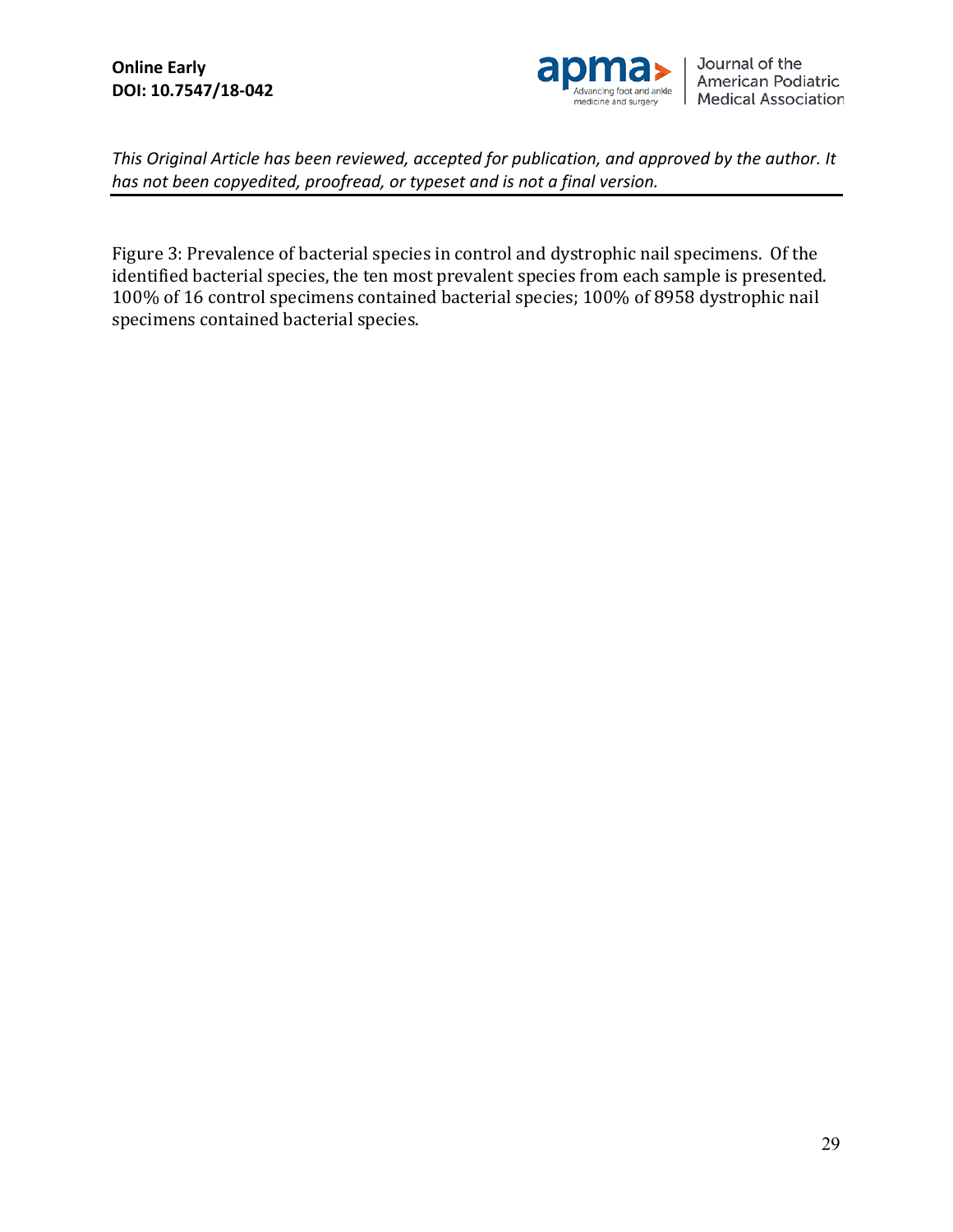*This Original Article has been reviewed, accepted for publication, and approved by the author. It has not been copyedited, proofread, or typeset and is not a final version.*

Figure 3: Prevalence of bacterial species in control and dystrophic nail specimens. Of the identified bacterial species, the ten most prevalent species from each sample is presented. 100% of 16 control specimens contained bacterial species; 100% of 8958 dystrophic nail specimens contained bacterial species.